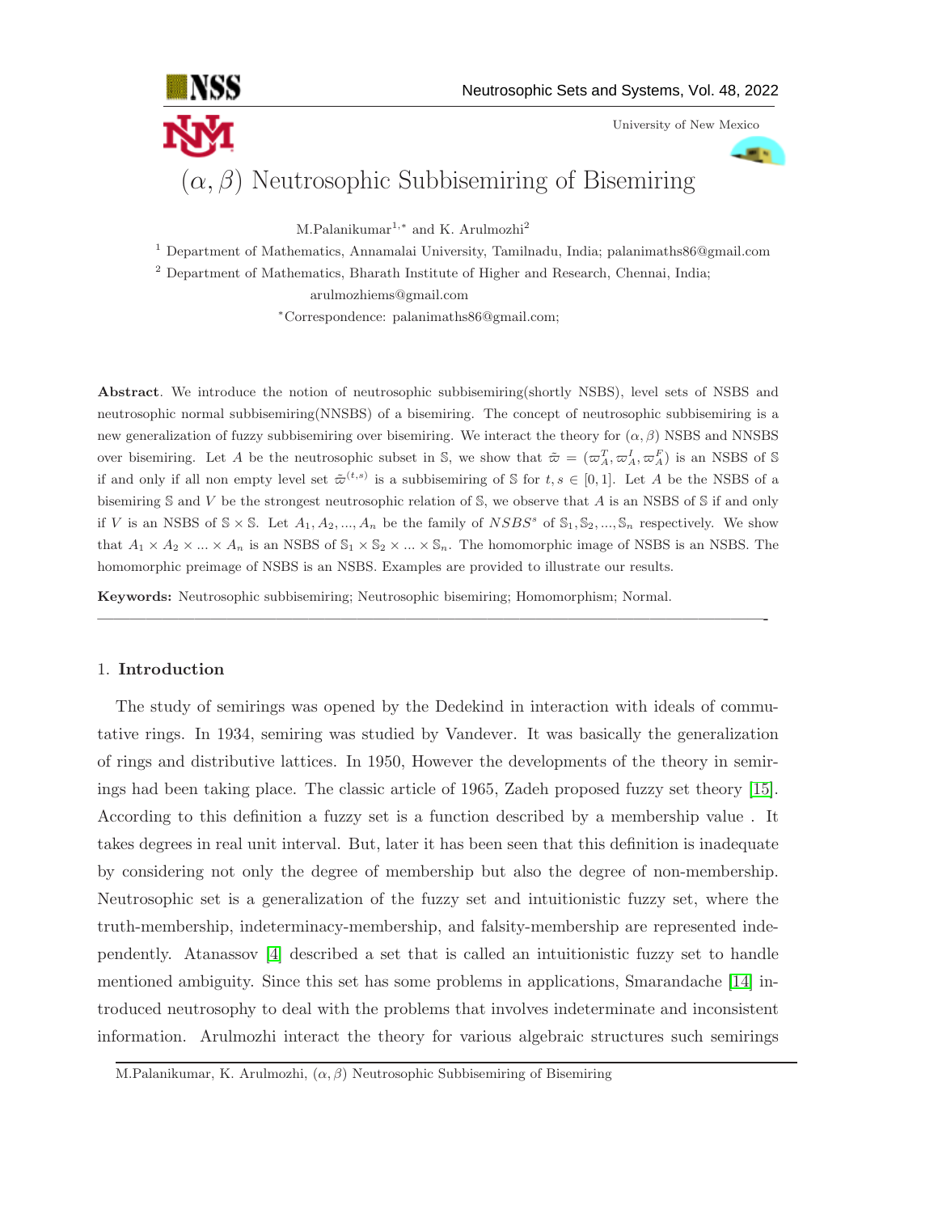# $(\alpha, \beta)$ Neutrosophic Subbisemiring of Bisemiring

M.Palanikumar[1,*] and K. Arulmozhi[2]

[1] Department of Mathematics, Annamalai University, Tamilnadu, India; palanimaths86@gmail.com

[2] Department of Mathematics, Bharath Institute of Higher and Research, Chennai, India; arulmozhiems@gmail.com

*Correspondence: palanimaths86@gmail.com;

**Abstract**. We introduce the notion of neutrosophic subbisemiring(shortly NSBS), level sets of NSBS and neutrosophic normal subbisemiring(NNSBS) of a bisemiring. The concept of neutrosophic subbisemiring is a new generalization of fuzzy subbisemiring over bisemiring. We interact the theory for $(\alpha, \beta)$ NSBS and NNSBS over bisemiring. Let $A$ be the neutrosophic subset in $\mathbb{S}$, we show that $\tilde{\varpi} = (\varpi_A^T, \varpi_A^I, \varpi_A^F)$ is an NSBS of $\mathbb{S}$ if and only if all non empty level set $\tilde{\varpi}^{(t,s)}$ is a subbisemiring of $\mathbb{S}$ for $t, s \in [0,1]$. Let $A$ be the NSBS of a bisemiring $\mathbb{S}$ and $V$ be the strongest neutrosophic relation of $\mathbb{S}$, we observe that $A$ is an NSBS of $\mathbb{S}$ if and only if $V$ is an NSBS of $\mathbb{S} \times \mathbb{S}$. Let $A_1, A_2, ..., A_n$ be the family of $NSBS^s$ of $\mathbb{S}_1, \mathbb{S}_2, ..., \mathbb{S}_n$ respectively. We show that $A_1 \times A_2 \times ... \times A_n$ is an NSBS of $\mathbb{S}_1 \times \mathbb{S}_2 \times ... \times \mathbb{S}_n$. The homomorphic image of NSBS is an NSBS. The homomorphic preimage of NSBS is an NSBS. Examples are provided to illustrate our results.

**Keywords:** Neutrosophic subbisemiring; Neutrosophic bisemiring; Homomorphism; Normal.

---

## 1. Introduction

The study of semirings was opened by the Dedekind in interaction with ideals of commutative rings. In 1934, semiring was studied by Vandever. It was basically the generalization of rings and distributive lattices. In 1950, However the developments of the theory in semirings had been taking place. The classic article of 1965, Zadeh proposed fuzzy set theory [15]. According to this definition a fuzzy set is a function described by a membership value . It takes degrees in real unit interval. But, later it has been seen that this definition is inadequate by considering not only the degree of membership but also the degree of non-membership. Neutrosophic set is a generalization of the fuzzy set and intuitionistic fuzzy set, where the truth-membership, indeterminacy-membership, and falsity-membership are represented independently. Atanassov [4] described a set that is called an intuitionistic fuzzy set to handle mentioned ambiguity. Since this set has some problems in applications, Smarandache [14] introduced neutrosophy to deal with the problems that involves indeterminate and inconsistent information. Arulmozhi interact the theory for various algebraic structures such semirings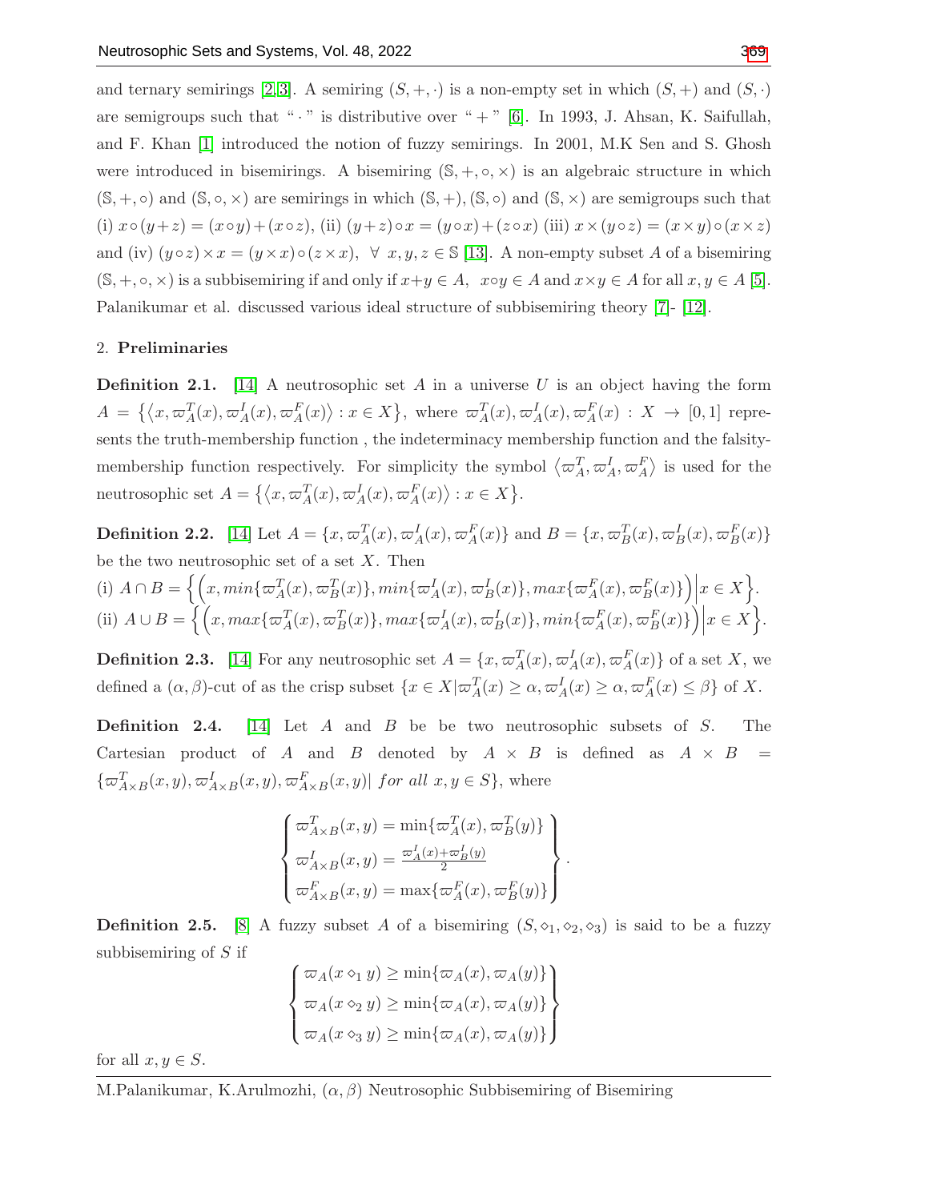and ternary semirings [2,3]. A semiring $(S, +, \cdot)$ is a non-empty set in which $(S, +)$ and $(S, \cdot)$ are semigroups such that " $\cdot$ " is distributive over " $+$ " [6]. In 1993, J. Ahsan, K. Saifullah, and F. Khan [1] introduced the notion of fuzzy semirings. In 2001, M.K Sen and S. Ghosh were introduced in bisemirings. A bisemiring $(\mathbb{S}, +, \circ, \times)$ is an algebraic structure in which $(\mathbb{S}, +, \circ)$ and $(\mathbb{S}, \circ, \times)$ are semirings in which $(\mathbb{S}, +), (\mathbb{S}, \circ)$ and $(\mathbb{S}, \times)$ are semigroups such that (i) $x \circ (y+z) = (x \circ y) + (x \circ z)$, (ii) $(y+z) \circ x = (y \circ x) + (z \circ x)$ (iii) $x \times (y \circ z) = (x \times y) \circ (x \times z)$ and (iv) $(y \circ z) \times x = (y \times x) \circ (z \times x), \ \forall \ x, y, z \in \mathbb{S}$ [13]. A non-empty subset $A$ of a bisemiring $(\mathbb{S}, +, \circ, \times)$ is a subbisemiring if and only if $x+y \in A, \ \ x \circ y \in A$ and $x \times y \in A$ for all $x, y \in A$ [5]. Palanikumar et al. discussed various ideal structure of subbisemiring theory [7]- [12].

## 2. Preliminaries

**Definition 2.1.** [14] A neutrosophic set $A$ in a universe $U$ is an object having the form $A = \left\{ \left\langle x, \varpi_A^T(x), \varpi_A^I(x), \varpi_A^F(x) \right\rangle : x \in X \right\}$, where $\varpi_A^T(x), \varpi_A^I(x), \varpi_A^F(x) : X \to [0,1]$ represents the truth-membership function , the indeterminacy membership function and the falsity-membership function respectively. For simplicity the symbol $\left\langle \varpi_A^T, \varpi_A^I, \varpi_A^F \right\rangle$ is used for the neutrosophic set $A = \left\{ \left\langle x, \varpi_A^T(x), \varpi_A^I(x), \varpi_A^F(x) \right\rangle : x \in X \right\}$.

**Definition 2.2.** [14] Let $A = \{x, \varpi_A^T(x), \varpi_A^I(x), \varpi_A^F(x)\}$ and $B = \{x, \varpi_B^T(x), \varpi_B^I(x), \varpi_B^F(x)\}$ be the two neutrosophic set of a set $X$. Then

(i) $A \cap B = \left\{ \left( x, min\{\varpi_A^T(x), \varpi_B^T(x)\}, min\{\varpi_A^I(x), \varpi_B^I(x)\}, max\{\varpi_A^F(x), \varpi_B^F(x)\} \right) \Big| x \in X \right\}$.

(ii) $A \cup B = \left\{ \left( x, max\{\varpi_A^T(x), \varpi_B^T(x)\}, max\{\varpi_A^I(x), \varpi_B^I(x)\}, min\{\varpi_A^F(x), \varpi_B^F(x)\} \right) \Big| x \in X \right\}$.

**Definition 2.3.** [14] For any neutrosophic set $A = \{x, \varpi_A^T(x), \varpi_A^I(x), \varpi_A^F(x)\}$ of a set $X$, we defined a $(\alpha, \beta)$-cut of as the crisp subset $\{x \in X | \varpi_A^T(x) \geq \alpha, \varpi_A^I(x) \geq \alpha, \varpi_A^F(x) \leq \beta\}$ of $X$.

**Definition 2.4.** [14] Let $A$ and $B$ be be two neutrosophic subsets of $S$. The Cartesian product of $A$ and $B$ denoted by $A \times B$ is defined as $A \times B = \{\varpi_{A\times B}^T(x,y), \varpi_{A\times B}^I(x,y), \varpi_{A\times B}^F(x,y) | \ for \ all \ x, y \in S\}$, where

$$\begin{Bmatrix} \varpi_{A\times B}^T(x,y) = \min\{\varpi_A^T(x), \varpi_B^T(y)\} \\ \varpi_{A\times B}^I(x,y) = \frac{\varpi_A^I(x) + \varpi_B^I(y)}{2} \\ \varpi_{A\times B}^F(x,y) = \max\{\varpi_A^F(x), \varpi_B^F(y)\} \end{Bmatrix}.$$

**Definition 2.5.** [8] A fuzzy subset $A$ of a bisemiring $(S, \diamond_1, \diamond_2, \diamond_3)$ is said to be a fuzzy subbisemiring of $S$ if

$$\begin{Bmatrix} \varpi_A(x \diamond_1 y) \geq \min\{\varpi_A(x), \varpi_A(y)\} \\ \varpi_A(x \diamond_2 y) \geq \min\{\varpi_A(x), \varpi_A(y)\} \\ \varpi_A(x \diamond_3 y) \geq \min\{\varpi_A(x), \varpi_A(y)\} \end{Bmatrix}$$

for all $x, y \in S$.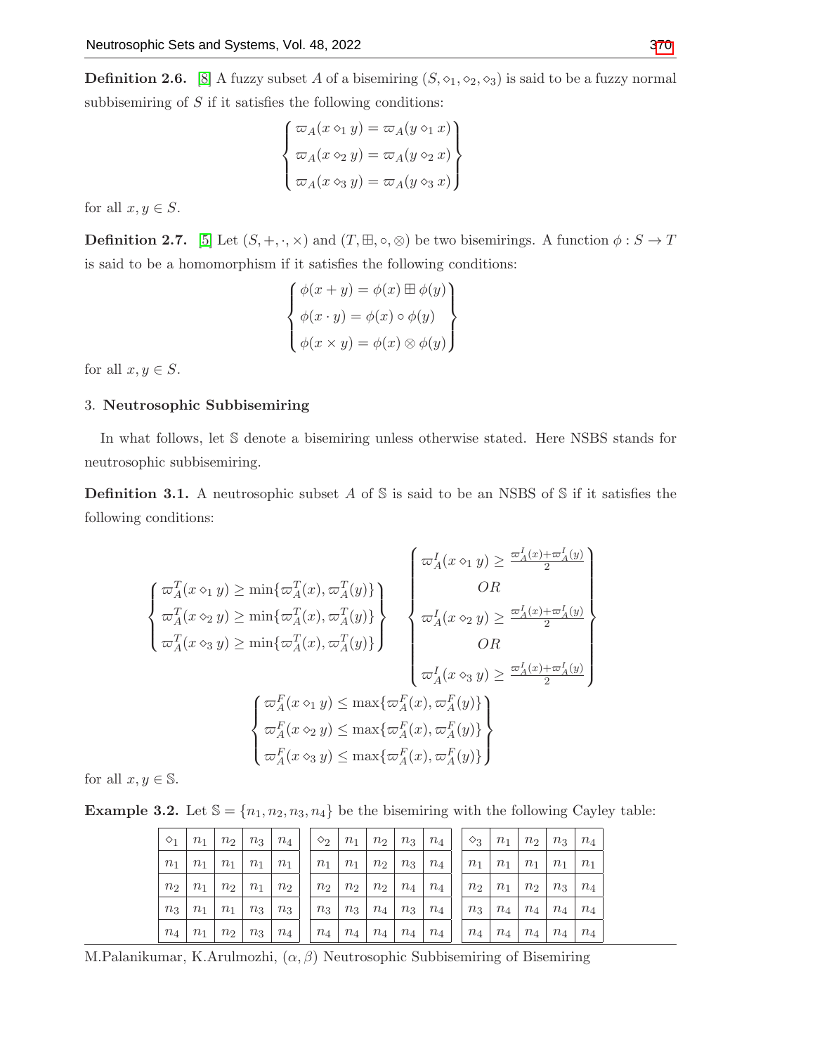**Definition 2.6.** [8] A fuzzy subset $A$ of a bisemiring $(S, \diamond_1, \diamond_2, \diamond_3)$ is said to be a fuzzy normal subbisemiring of $S$ if it satisfies the following conditions:

$$\left\{\begin{array}{l} \varpi_A(x \diamond_1 y) = \varpi_A(y \diamond_1 x) \\ \varpi_A(x \diamond_2 y) = \varpi_A(y \diamond_2 x) \\ \varpi_A(x \diamond_3 y) = \varpi_A(y \diamond_3 x) \end{array}\right\}$$

for all $x, y \in S$.

**Definition 2.7.** [5] Let $(S, +, \cdot, \times)$ and $(T, \boxplus, \circ, \otimes)$ be two bisemirings. A function $\phi : S \to T$ is said to be a homomorphism if it satisfies the following conditions:

$$\left\{\begin{array}{l} \phi(x + y) = \phi(x) \boxplus \phi(y) \\ \phi(x \cdot y) = \phi(x) \circ \phi(y) \\ \phi(x \times y) = \phi(x) \otimes \phi(y) \end{array}\right\}$$

for all $x, y \in S$.

## 3. Neutrosophic Subbisemiring

In what follows, let $\mathbb{S}$ denote a bisemiring unless otherwise stated. Here NSBS stands for neutrosophic subbisemiring.

**Definition 3.1.** A neutrosophic subset $A$ of $\mathbb{S}$ is said to be an NSBS of $\mathbb{S}$ if it satisfies the following conditions:

$$\left\{\begin{array}{l} \varpi_A^T(x \diamond_1 y) \geq \min\{\varpi_A^T(x), \varpi_A^T(y)\} \\ \varpi_A^T(x \diamond_2 y) \geq \min\{\varpi_A^T(x), \varpi_A^T(y)\} \\ \varpi_A^T(x \diamond_3 y) \geq \min\{\varpi_A^T(x), \varpi_A^T(y)\} \end{array}\right\} \quad \left\{\begin{array}{c} \varpi_A^I(x \diamond_1 y) \geq \frac{\varpi_A^I(x) + \varpi_A^I(y)}{2} \\ OR \\ \varpi_A^I(x \diamond_2 y) \geq \frac{\varpi_A^I(x) + \varpi_A^I(y)}{2} \\ OR \\ \varpi_A^I(x \diamond_3 y) \geq \frac{\varpi_A^I(x) + \varpi_A^I(y)}{2} \end{array}\right\}$$

$$\left\{\begin{array}{l} \varpi_A^F(x \diamond_1 y) \leq \max\{\varpi_A^F(x), \varpi_A^F(y)\} \\ \varpi_A^F(x \diamond_2 y) \leq \max\{\varpi_A^F(x), \varpi_A^F(y)\} \\ \varpi_A^F(x \diamond_3 y) \leq \max\{\varpi_A^F(x), \varpi_A^F(y)\} \end{array}\right\}$$

for all $x, y \in \mathbb{S}$.

**Example 3.2.** Let $\mathbb{S} = \{n_1, n_2, n_3, n_4\}$ be the bisemiring with the following Cayley table:

| $\diamond_1$ | $n_1$ | $n_2$ | $n_3$ | $n_4$ |
|---|---|---|---|---|
| $n_1$ | $n_1$ | $n_1$ | $n_1$ | $n_1$ |
| $n_2$ | $n_1$ | $n_2$ | $n_1$ | $n_2$ |
| $n_3$ | $n_1$ | $n_1$ | $n_3$ | $n_3$ |
| $n_4$ | $n_1$ | $n_2$ | $n_3$ | $n_4$ |

| $\diamond_2$ | $n_1$ | $n_2$ | $n_3$ | $n_4$ |
|---|---|---|---|---|
| $n_1$ | $n_1$ | $n_2$ | $n_3$ | $n_4$ |
| $n_2$ | $n_2$ | $n_2$ | $n_4$ | $n_4$ |
| $n_3$ | $n_3$ | $n_4$ | $n_3$ | $n_4$ |
| $n_4$ | $n_4$ | $n_4$ | $n_4$ | $n_4$ |

| $\diamond_3$ | $n_1$ | $n_2$ | $n_3$ | $n_4$ |
|---|---|---|---|---|
| $n_1$ | $n_1$ | $n_1$ | $n_1$ | $n_1$ |
| $n_2$ | $n_1$ | $n_2$ | $n_3$ | $n_4$ |
| $n_3$ | $n_4$ | $n_4$ | $n_4$ | $n_4$ |
| $n_4$ | $n_4$ | $n_4$ | $n_4$ | $n_4$ |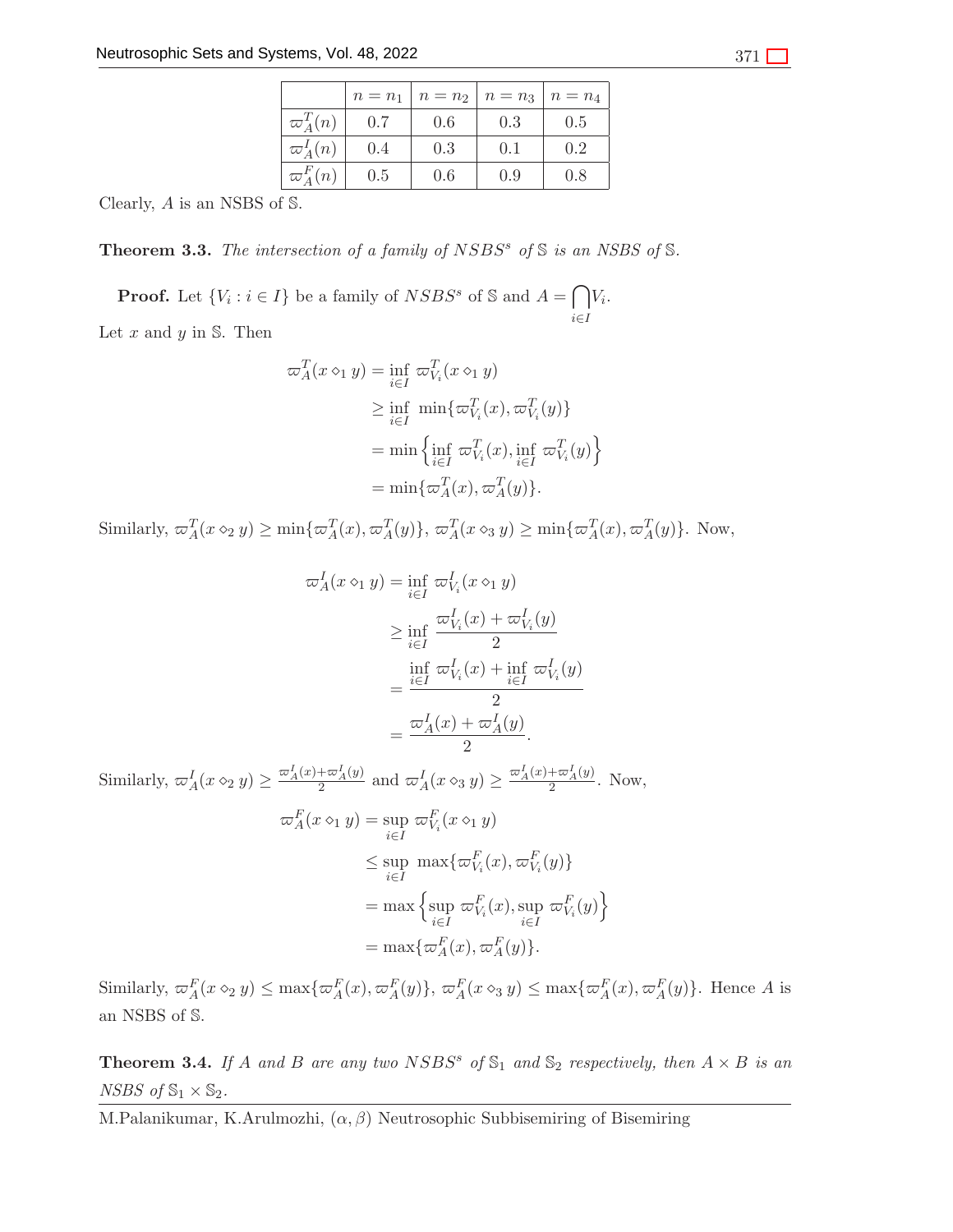|  | $n = n_1$ | $n = n_2$ | $n = n_3$ | $n = n_4$ |
|---|---|---|---|---|
| $\varpi_A^T(n)$ | 0.7 | 0.6 | 0.3 | 0.5 |
| $\varpi_A^I(n)$ | 0.4 | 0.3 | 0.1 | 0.2 |
| $\varpi_A^F(n)$ | 0.5 | 0.6 | 0.9 | 0.8 |

Clearly, $A$ is an NSBS of $\mathbb{S}$.

**Theorem 3.3.** *The intersection of a family of $NSBS^s$ of $\mathbb{S}$ is an NSBS of $\mathbb{S}$.*

**Proof.** Let $\{V_i : i \in I\}$ be a family of $NSBS^s$ of $\mathbb{S}$ and $A = \bigcap\limits_{i \in I} V_i$.

Let $x$ and $y$ in $\mathbb{S}$. Then

$$
\begin{aligned}
\varpi_A^T(x \diamond_1 y) &= \inf_{i \in I} \varpi_{V_i}^T(x \diamond_1 y) \\
&\geq \inf_{i \in I} \min\{\varpi_{V_i}^T(x), \varpi_{V_i}^T(y)\} \\
&= \min\left\{\inf_{i \in I} \varpi_{V_i}^T(x), \inf_{i \in I} \varpi_{V_i}^T(y)\right\} \\
&= \min\{\varpi_A^T(x), \varpi_A^T(y)\}.
\end{aligned}
$$

Similarly, $\varpi_A^T(x \diamond_2 y) \geq \min\{\varpi_A^T(x), \varpi_A^T(y)\}$, $\varpi_A^T(x \diamond_3 y) \geq \min\{\varpi_A^T(x), \varpi_A^T(y)\}$. Now,

$$
\begin{aligned}
\varpi_A^I(x \diamond_1 y) &= \inf_{i \in I} \varpi_{V_i}^I(x \diamond_1 y) \\
&\geq \inf_{i \in I} \frac{\varpi_{V_i}^I(x) + \varpi_{V_i}^I(y)}{2} \\
&= \frac{\inf_{i \in I} \varpi_{V_i}^I(x) + \inf_{i \in I} \varpi_{V_i}^I(y)}{2} \\
&= \frac{\varpi_A^I(x) + \varpi_A^I(y)}{2}.
\end{aligned}
$$

Similarly, $\varpi_A^I(x \diamond_2 y) \geq \frac{\varpi_A^I(x) + \varpi_A^I(y)}{2}$ and $\varpi_A^I(x \diamond_3 y) \geq \frac{\varpi_A^I(x) + \varpi_A^I(y)}{2}$. Now,

$$
\begin{aligned}
\varpi_A^F(x \diamond_1 y) &= \sup_{i \in I} \varpi_{V_i}^F(x \diamond_1 y) \\
&\leq \sup_{i \in I} \max\{\varpi_{V_i}^F(x), \varpi_{V_i}^F(y)\} \\
&= \max\left\{\sup_{i \in I} \varpi_{V_i}^F(x), \sup_{i \in I} \varpi_{V_i}^F(y)\right\} \\
&= \max\{\varpi_A^F(x), \varpi_A^F(y)\}.
\end{aligned}
$$

Similarly, $\varpi_A^F(x \diamond_2 y) \leq \max\{\varpi_A^F(x), \varpi_A^F(y)\}$, $\varpi_A^F(x \diamond_3 y) \leq \max\{\varpi_A^F(x), \varpi_A^F(y)\}$. Hence $A$ is an NSBS of $\mathbb{S}$.

**Theorem 3.4.** *If $A$ and $B$ are any two $NSBS^s$ of $\mathbb{S}_1$ and $\mathbb{S}_2$ respectively, then $A \times B$ is an NSBS of $\mathbb{S}_1 \times \mathbb{S}_2$.*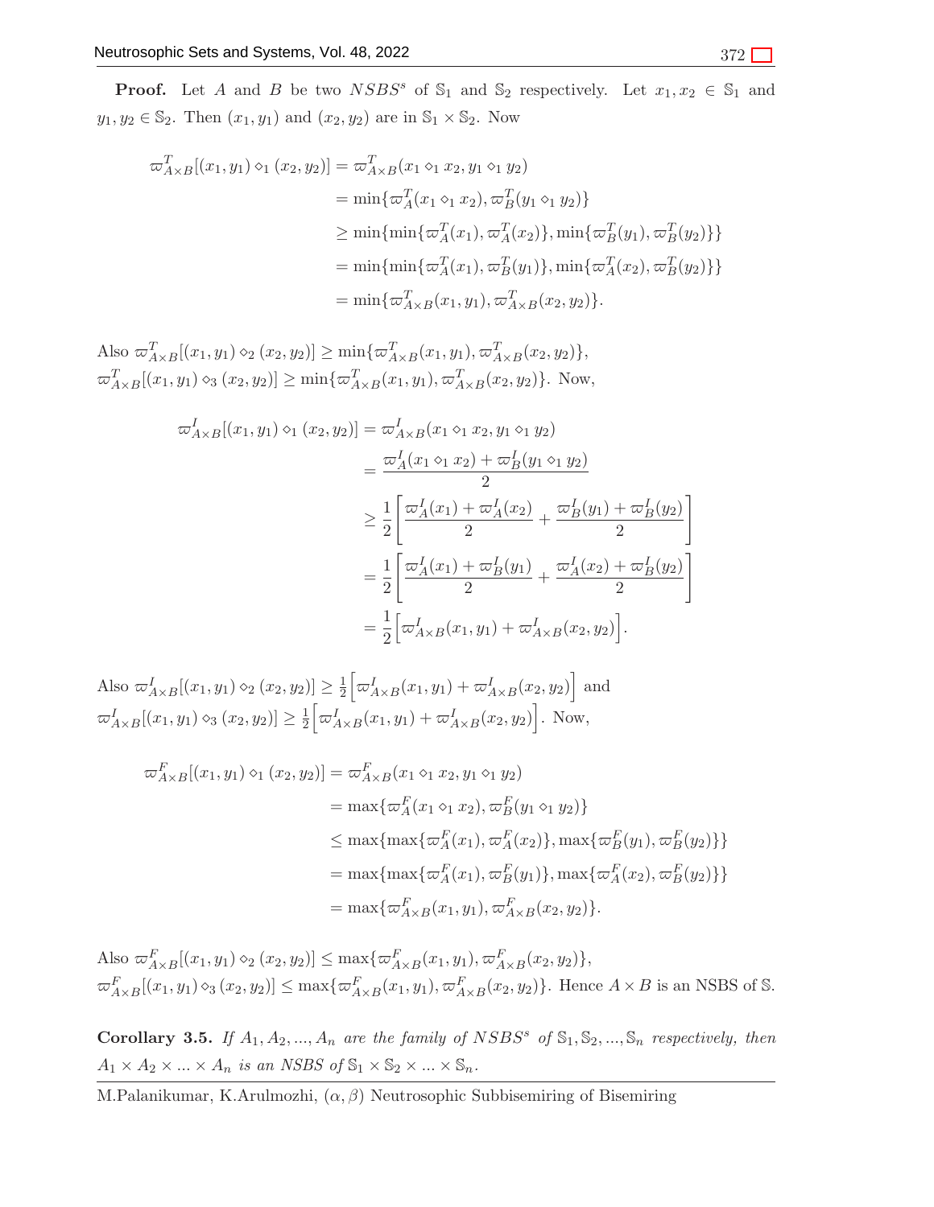**Proof.** Let $A$ and $B$ be two $NSBS^s$ of $\mathbb{S}_1$ and $\mathbb{S}_2$ respectively. Let $x_1, x_2 \in \mathbb{S}_1$ and $y_1, y_2 \in \mathbb{S}_2$. Then $(x_1, y_1)$ and $(x_2, y_2)$ are in $\mathbb{S}_1 \times \mathbb{S}_2$. Now

$$
\begin{aligned}
\varpi^T_{A\times B}[(x_1, y_1) \diamond_1 (x_2, y_2)] &= \varpi^T_{A\times B}(x_1 \diamond_1 x_2, y_1 \diamond_1 y_2) \\
&= \min\{\varpi^T_A(x_1 \diamond_1 x_2), \varpi^T_B(y_1 \diamond_1 y_2)\} \\
&\geq \min\{\min\{\varpi^T_A(x_1), \varpi^T_A(x_2)\}, \min\{\varpi^T_B(y_1), \varpi^T_B(y_2)\}\} \\
&= \min\{\min\{\varpi^T_A(x_1), \varpi^T_B(y_1)\}, \min\{\varpi^T_A(x_2), \varpi^T_B(y_2)\}\} \\
&= \min\{\varpi^T_{A\times B}(x_1, y_1), \varpi^T_{A\times B}(x_2, y_2)\}.
\end{aligned}
$$

Also $\varpi^T_{A\times B}[(x_1, y_1) \diamond_2 (x_2, y_2)] \geq \min\{\varpi^T_{A\times B}(x_1, y_1), \varpi^T_{A\times B}(x_2, y_2)\}$,
$\varpi^T_{A\times B}[(x_1, y_1) \diamond_3 (x_2, y_2)] \geq \min\{\varpi^T_{A\times B}(x_1, y_1), \varpi^T_{A\times B}(x_2, y_2)\}$. Now,

$$
\begin{aligned}
\varpi^I_{A\times B}[(x_1, y_1) \diamond_1 (x_2, y_2)] &= \varpi^I_{A\times B}(x_1 \diamond_1 x_2, y_1 \diamond_1 y_2) \\
&= \frac{\varpi^I_A(x_1 \diamond_1 x_2) + \varpi^I_B(y_1 \diamond_1 y_2)}{2} \\
&\geq \frac{1}{2}\left[\frac{\varpi^I_A(x_1) + \varpi^I_A(x_2)}{2} + \frac{\varpi^I_B(y_1) + \varpi^I_B(y_2)}{2}\right] \\
&= \frac{1}{2}\left[\frac{\varpi^I_A(x_1) + \varpi^I_B(y_1)}{2} + \frac{\varpi^I_A(x_2) + \varpi^I_B(y_2)}{2}\right] \\
&= \frac{1}{2}\Big[\varpi^I_{A\times B}(x_1, y_1) + \varpi^I_{A\times B}(x_2, y_2)\Big].
\end{aligned}
$$

Also $\varpi^I_{A\times B}[(x_1, y_1) \diamond_2 (x_2, y_2)] \geq \frac{1}{2}\Big[\varpi^I_{A\times B}(x_1, y_1) + \varpi^I_{A\times B}(x_2, y_2)\Big]$ and
$\varpi^I_{A\times B}[(x_1, y_1) \diamond_3 (x_2, y_2)] \geq \frac{1}{2}\Big[\varpi^I_{A\times B}(x_1, y_1) + \varpi^I_{A\times B}(x_2, y_2)\Big]$. Now,

$$
\begin{aligned}
\varpi^F_{A\times B}[(x_1, y_1) \diamond_1 (x_2, y_2)] &= \varpi^F_{A\times B}(x_1 \diamond_1 x_2, y_1 \diamond_1 y_2) \\
&= \max\{\varpi^F_A(x_1 \diamond_1 x_2), \varpi^F_B(y_1 \diamond_1 y_2)\} \\
&\leq \max\{\max\{\varpi^F_A(x_1), \varpi^F_A(x_2)\}, \max\{\varpi^F_B(y_1), \varpi^F_B(y_2)\}\} \\
&= \max\{\max\{\varpi^F_A(x_1), \varpi^F_B(y_1)\}, \max\{\varpi^F_A(x_2), \varpi^F_B(y_2)\}\} \\
&= \max\{\varpi^F_{A\times B}(x_1, y_1), \varpi^F_{A\times B}(x_2, y_2)\}.
\end{aligned}
$$

Also $\varpi^F_{A\times B}[(x_1, y_1) \diamond_2 (x_2, y_2)] \leq \max\{\varpi^F_{A\times B}(x_1, y_1), \varpi^F_{A\times B}(x_2, y_2)\}$,
$\varpi^F_{A\times B}[(x_1, y_1) \diamond_3 (x_2, y_2)] \leq \max\{\varpi^F_{A\times B}(x_1, y_1), \varpi^F_{A\times B}(x_2, y_2)\}$. Hence $A \times B$ is an NSBS of $\mathbb{S}$.

**Corollary 3.5.** *If $A_1, A_2, ..., A_n$ are the family of $NSBS^s$ of $\mathbb{S}_1, \mathbb{S}_2, ..., \mathbb{S}_n$ respectively, then $A_1 \times A_2 \times ... \times A_n$ is an NSBS of $\mathbb{S}_1 \times \mathbb{S}_2 \times ... \times \mathbb{S}_n$.*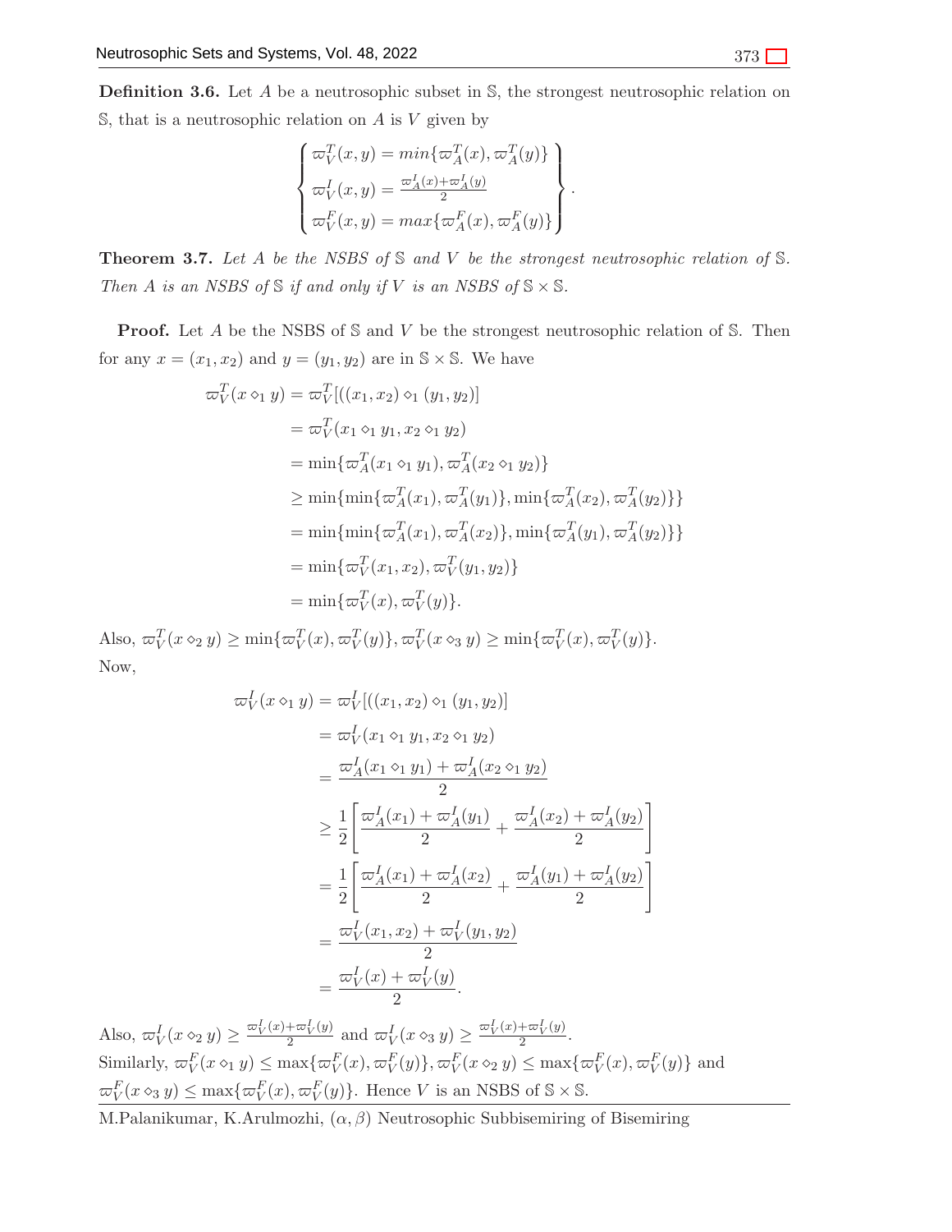**Definition 3.6.** Let $A$ be a neutrosophic subset in $\mathbb{S}$, the strongest neutrosophic relation on $\mathbb{S}$, that is a neutrosophic relation on $A$ is $V$ given by

$$\left\{\begin{array}{l} \varpi_V^T(x,y) = min\{\varpi_A^T(x), \varpi_A^T(y)\} \\ \varpi_V^I(x,y) = \frac{\varpi_A^I(x)+\varpi_A^I(y)}{2} \\ \varpi_V^F(x,y) = max\{\varpi_A^F(x), \varpi_A^F(y)\} \end{array}\right\}.$$

**Theorem 3.7.** *Let $A$ be the NSBS of $\mathbb{S}$ and $V$ be the strongest neutrosophic relation of $\mathbb{S}$. Then $A$ is an NSBS of $\mathbb{S}$ if and only if $V$ is an NSBS of $\mathbb{S} \times \mathbb{S}$.*

**Proof.** Let $A$ be the NSBS of $\mathbb{S}$ and $V$ be the strongest neutrosophic relation of $\mathbb{S}$. Then for any $x = (x_1, x_2)$ and $y = (y_1, y_2)$ are in $\mathbb{S} \times \mathbb{S}$. We have

$$\begin{aligned}
\varpi_V^T(x \diamond_1 y) &= \varpi_V^T[((x_1,x_2) \diamond_1 (y_1,y_2)] \\
&= \varpi_V^T(x_1 \diamond_1 y_1, x_2 \diamond_1 y_2) \\
&= \min\{\varpi_A^T(x_1 \diamond_1 y_1), \varpi_A^T(x_2 \diamond_1 y_2)\} \\
&\geq \min\{\min\{\varpi_A^T(x_1), \varpi_A^T(y_1)\}, \min\{\varpi_A^T(x_2), \varpi_A^T(y_2)\}\} \\
&= \min\{\min\{\varpi_A^T(x_1), \varpi_A^T(x_2)\}, \min\{\varpi_A^T(y_1), \varpi_A^T(y_2)\}\} \\
&= \min\{\varpi_V^T(x_1,x_2), \varpi_V^T(y_1,y_2)\} \\
&= \min\{\varpi_V^T(x), \varpi_V^T(y)\}.
\end{aligned}$$

Also, $\varpi_V^T(x \diamond_2 y) \geq \min\{\varpi_V^T(x), \varpi_V^T(y)\}, \varpi_V^T(x \diamond_3 y) \geq \min\{\varpi_V^T(x), \varpi_V^T(y)\}$.
Now,

$$\begin{aligned}
\varpi_V^I(x \diamond_1 y) &= \varpi_V^I[((x_1,x_2) \diamond_1 (y_1,y_2)] \\
&= \varpi_V^I(x_1 \diamond_1 y_1, x_2 \diamond_1 y_2) \\
&= \frac{\varpi_A^I(x_1 \diamond_1 y_1) + \varpi_A^I(x_2 \diamond_1 y_2)}{2} \\
&\geq \frac{1}{2}\left[\frac{\varpi_A^I(x_1) + \varpi_A^I(y_1)}{2} + \frac{\varpi_A^I(x_2) + \varpi_A^I(y_2)}{2}\right] \\
&= \frac{1}{2}\left[\frac{\varpi_A^I(x_1) + \varpi_A^I(x_2)}{2} + \frac{\varpi_A^I(y_1) + \varpi_A^I(y_2)}{2}\right] \\
&= \frac{\varpi_V^I(x_1,x_2) + \varpi_V^I(y_1,y_2)}{2} \\
&= \frac{\varpi_V^I(x) + \varpi_V^I(y)}{2}.
\end{aligned}$$

Also, $\varpi_V^I(x \diamond_2 y) \geq \frac{\varpi_V^I(x)+\varpi_V^I(y)}{2}$ and $\varpi_V^I(x \diamond_3 y) \geq \frac{\varpi_V^I(x)+\varpi_V^I(y)}{2}$.
Similarly, $\varpi_V^F(x \diamond_1 y) \leq \max\{\varpi_V^F(x), \varpi_V^F(y)\}, \varpi_V^F(x \diamond_2 y) \leq \max\{\varpi_V^F(x), \varpi_V^F(y)\}$ and $\varpi_V^F(x \diamond_3 y) \leq \max\{\varpi_V^F(x), \varpi_V^F(y)\}$. Hence $V$ is an NSBS of $\mathbb{S} \times \mathbb{S}$.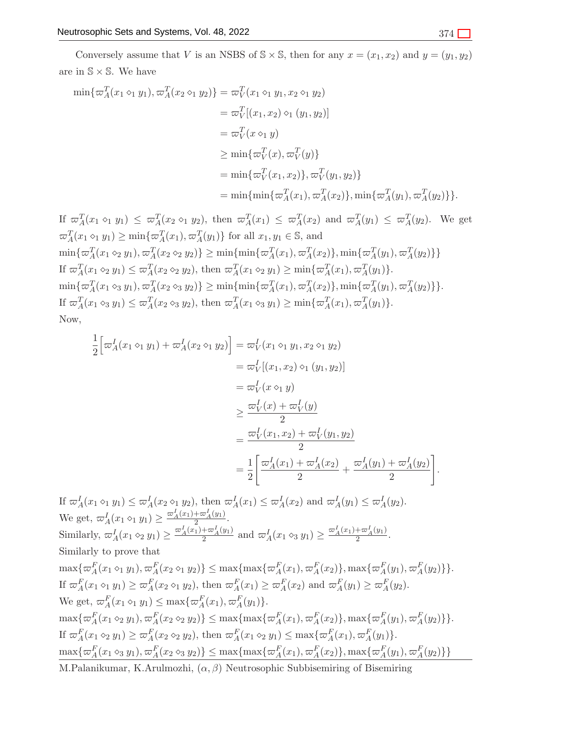Conversely assume that $V$ is an NSBS of $\mathbb{S} \times \mathbb{S}$, then for any $x = (x_1, x_2)$ and $y = (y_1, y_2)$ are in $\mathbb{S} \times \mathbb{S}$. We have

$$
\begin{aligned}
\min\{\varpi_A^T(x_1 \diamond_1 y_1), \varpi_A^T(x_2 \diamond_1 y_2)\} &= \varpi_V^T(x_1 \diamond_1 y_1, x_2 \diamond_1 y_2) \\
&= \varpi_V^T[(x_1, x_2) \diamond_1 (y_1, y_2)] \\
&= \varpi_V^T(x \diamond_1 y) \\
&\geq \min\{\varpi_V^T(x), \varpi_V^T(y)\} \\
&= \min\{\varpi_V^T(x_1, x_2)\}, \varpi_V^T(y_1, y_2)\} \\
&= \min\{\min\{\varpi_A^T(x_1), \varpi_A^T(x_2)\}, \min\{\varpi_A^T(y_1), \varpi_A^T(y_2)\}\}.
\end{aligned}
$$

If $\varpi_A^T(x_1 \diamond_1 y_1) \leq \varpi_A^T(x_2 \diamond_1 y_2)$, then $\varpi_A^T(x_1) \leq \varpi_A^T(x_2)$ and $\varpi_A^T(y_1) \leq \varpi_A^T(y_2)$. We get $\varpi_A^T(x_1 \diamond_1 y_1) \geq \min\{\varpi_A^T(x_1), \varpi_A^T(y_1)\}$ for all $x_1, y_1 \in \mathbb{S}$, and
$\min\{\varpi_A^T(x_1 \diamond_2 y_1), \varpi_A^T(x_2 \diamond_2 y_2)\} \geq \min\{\min\{\varpi_A^T(x_1), \varpi_A^T(x_2)\}, \min\{\varpi_A^T(y_1), \varpi_A^T(y_2)\}\}$
If $\varpi_A^T(x_1 \diamond_2 y_1) \leq \varpi_A^T(x_2 \diamond_2 y_2)$, then $\varpi_A^T(x_1 \diamond_2 y_1) \geq \min\{\varpi_A^T(x_1), \varpi_A^T(y_1)\}$.
$\min\{\varpi_A^T(x_1 \diamond_3 y_1), \varpi_A^T(x_2 \diamond_3 y_2)\} \geq \min\{\min\{\varpi_A^T(x_1), \varpi_A^T(x_2)\}, \min\{\varpi_A^T(y_1), \varpi_A^T(y_2)\}\}$.
If $\varpi_A^T(x_1 \diamond_3 y_1) \leq \varpi_A^T(x_2 \diamond_3 y_2)$, then $\varpi_A^T(x_1 \diamond_3 y_1) \geq \min\{\varpi_A^T(x_1), \varpi_A^T(y_1)\}$.
Now,

$$
\begin{aligned}
\frac{1}{2}\Big[\varpi_A^I(x_1 \diamond_1 y_1) + \varpi_A^I(x_2 \diamond_1 y_2)\Big] &= \varpi_V^I(x_1 \diamond_1 y_1, x_2 \diamond_1 y_2) \\
&= \varpi_V^I[(x_1, x_2) \diamond_1 (y_1, y_2)] \\
&= \varpi_V^I(x \diamond_1 y) \\
&\geq \frac{\varpi_V^I(x) + \varpi_V^I(y)}{2} \\
&= \frac{\varpi_V^I(x_1, x_2) + \varpi_V^I(y_1, y_2)}{2} \\
&= \frac{1}{2}\left[\frac{\varpi_A^I(x_1) + \varpi_A^I(x_2)}{2} + \frac{\varpi_A^I(y_1) + \varpi_A^I(y_2)}{2}\right].
\end{aligned}
$$

If $\varpi_A^I(x_1 \diamond_1 y_1) \leq \varpi_A^I(x_2 \diamond_1 y_2)$, then $\varpi_A^I(x_1) \leq \varpi_A^I(x_2)$ and $\varpi_A^I(y_1) \leq \varpi_A^I(y_2)$.
We get, $\varpi_A^I(x_1 \diamond_1 y_1) \geq \frac{\varpi_A^I(x_1) + \varpi_A^I(y_1)}{2}$.
Similarly, $\varpi_A^I(x_1 \diamond_2 y_1) \geq \frac{\varpi_A^I(x_1) + \varpi_A^I(y_1)}{2}$ and $\varpi_A^I(x_1 \diamond_3 y_1) \geq \frac{\varpi_A^I(x_1) + \varpi_A^I(y_1)}{2}$.
Similarly to prove that
$\max\{\varpi_A^F(x_1 \diamond_1 y_1), \varpi_A^F(x_2 \diamond_1 y_2)\} \leq \max\{\max\{\varpi_A^F(x_1), \varpi_A^F(x_2)\}, \max\{\varpi_A^F(y_1), \varpi_A^F(y_2)\}\}$.
If $\varpi_A^F(x_1 \diamond_1 y_1) \geq \varpi_A^F(x_2 \diamond_1 y_2)$, then $\varpi_A^F(x_1) \geq \varpi_A^F(x_2)$ and $\varpi_A^F(y_1) \geq \varpi_A^F(y_2)$.
We get, $\varpi_A^F(x_1 \diamond_1 y_1) \leq \max\{\varpi_A^F(x_1), \varpi_A^F(y_1)\}$.
$\max\{\varpi_A^F(x_1 \diamond_2 y_1), \varpi_A^F(x_2 \diamond_2 y_2)\} \leq \max\{\max\{\varpi_A^F(x_1), \varpi_A^F(x_2)\}, \max\{\varpi_A^F(y_1), \varpi_A^F(y_2)\}\}$.
If $\varpi_A^F(x_1 \diamond_2 y_1) \geq \varpi_A^F(x_2 \diamond_2 y_2)$, then $\varpi_A^F(x_1 \diamond_2 y_1) \leq \max\{\varpi_A^F(x_1), \varpi_A^F(y_1)\}$.
$\max\{\varpi_A^F(x_1 \diamond_3 y_1), \varpi_A^F(x_2 \diamond_3 y_2)\} \leq \max\{\max\{\varpi_A^F(x_1), \varpi_A^F(x_2)\}, \max\{\varpi_A^F(y_1), \varpi_A^F(y_2)\}\}$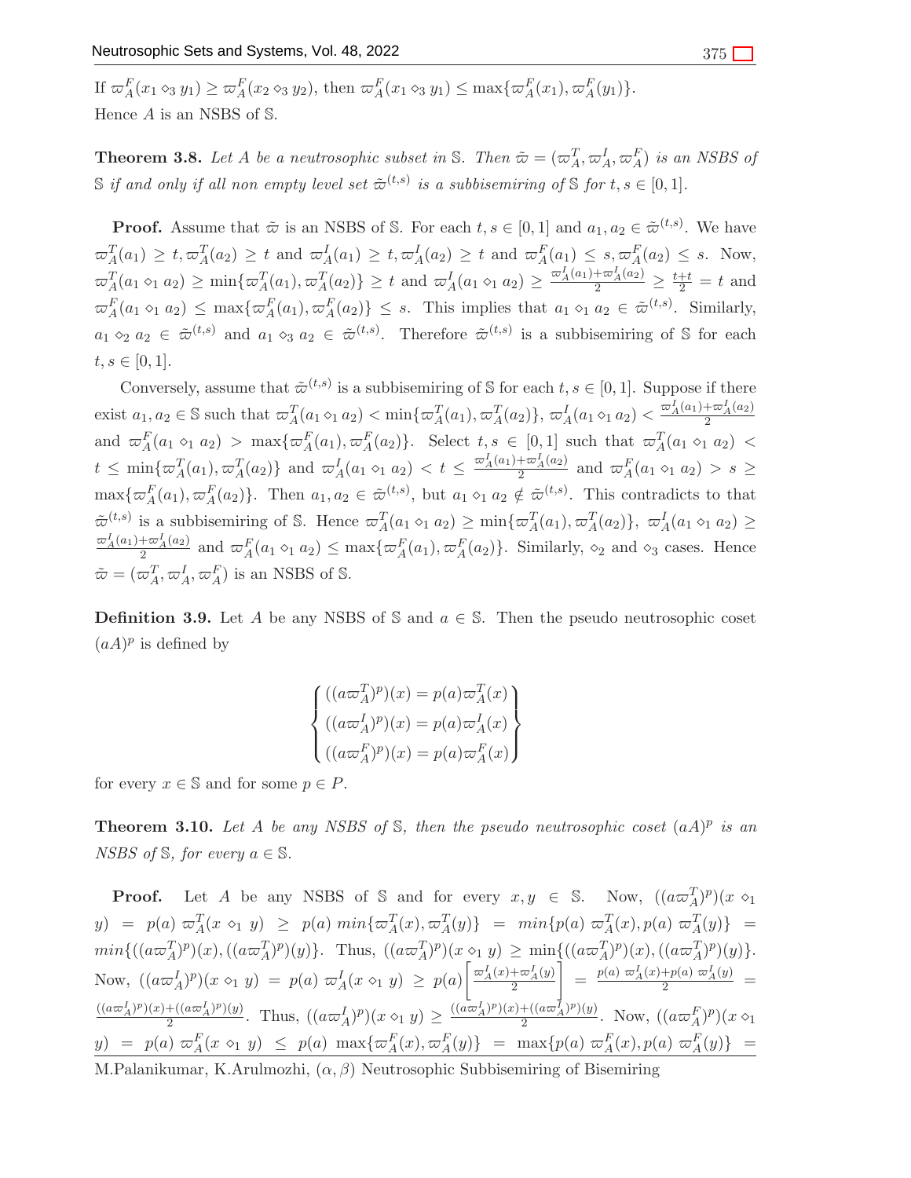If $\varpi_A^F(x_1 \diamond_3 y_1) \geq \varpi_A^F(x_2 \diamond_3 y_2)$, then $\varpi_A^F(x_1 \diamond_3 y_1) \leq \max\{\varpi_A^F(x_1), \varpi_A^F(y_1)\}$.
Hence $A$ is an NSBS of $\mathbb{S}$.

**Theorem 3.8.** *Let $A$ be a neutrosophic subset in $\mathbb{S}$. Then $\tilde{\varpi} = (\varpi_A^T, \varpi_A^I, \varpi_A^F)$ is an NSBS of $\mathbb{S}$ if and only if all non empty level set $\tilde{\varpi}^{(t,s)}$ is a subbisemiring of $\mathbb{S}$ for $t, s \in [0,1]$.*

**Proof.** Assume that $\tilde{\varpi}$ is an NSBS of $\mathbb{S}$. For each $t, s \in [0,1]$ and $a_1, a_2 \in \tilde{\varpi}^{(t,s)}$. We have $\varpi_A^T(a_1) \geq t, \varpi_A^T(a_2) \geq t$ and $\varpi_A^I(a_1) \geq t, \varpi_A^I(a_2) \geq t$ and $\varpi_A^F(a_1) \leq s, \varpi_A^F(a_2) \leq s$. Now, $\varpi_A^T(a_1 \diamond_1 a_2) \geq \min\{\varpi_A^T(a_1), \varpi_A^T(a_2)\} \geq t$ and $\varpi_A^I(a_1 \diamond_1 a_2) \geq \frac{\varpi_A^I(a_1)+\varpi_A^I(a_2)}{2} \geq \frac{t+t}{2} = t$ and $\varpi_A^F(a_1 \diamond_1 a_2) \leq \max\{\varpi_A^F(a_1), \varpi_A^F(a_2)\} \leq s$. This implies that $a_1 \diamond_1 a_2 \in \tilde{\varpi}^{(t,s)}$. Similarly, $a_1 \diamond_2 a_2 \in \tilde{\varpi}^{(t,s)}$ and $a_1 \diamond_3 a_2 \in \tilde{\varpi}^{(t,s)}$. Therefore $\tilde{\varpi}^{(t,s)}$ is a subbisemiring of $\mathbb{S}$ for each $t, s \in [0,1]$.

Conversely, assume that $\tilde{\varpi}^{(t,s)}$ is a subbisemiring of $\mathbb{S}$ for each $t, s \in [0,1]$. Suppose if there exist $a_1, a_2 \in \mathbb{S}$ such that $\varpi_A^T(a_1 \diamond_1 a_2) < \min\{\varpi_A^T(a_1), \varpi_A^T(a_2)\}$, $\varpi_A^I(a_1 \diamond_1 a_2) < \frac{\varpi_A^I(a_1)+\varpi_A^I(a_2)}{2}$ and $\varpi_A^F(a_1 \diamond_1 a_2) > \max\{\varpi_A^F(a_1), \varpi_A^F(a_2)\}$. Select $t, s \in [0,1]$ such that $\varpi_A^T(a_1 \diamond_1 a_2) < t \leq \min\{\varpi_A^T(a_1), \varpi_A^T(a_2)\}$ and $\varpi_A^I(a_1 \diamond_1 a_2) < t \leq \frac{\varpi_A^I(a_1)+\varpi_A^I(a_2)}{2}$ and $\varpi_A^F(a_1 \diamond_1 a_2) > s \geq \max\{\varpi_A^F(a_1), \varpi_A^F(a_2)\}$. Then $a_1, a_2 \in \tilde{\varpi}^{(t,s)}$, but $a_1 \diamond_1 a_2 \notin \tilde{\varpi}^{(t,s)}$. This contradicts to that $\tilde{\varpi}^{(t,s)}$ is a subbisemiring of $\mathbb{S}$. Hence $\varpi_A^T(a_1 \diamond_1 a_2) \geq \min\{\varpi_A^T(a_1), \varpi_A^T(a_2)\}$, $\varpi_A^I(a_1 \diamond_1 a_2) \geq \frac{\varpi_A^I(a_1)+\varpi_A^I(a_2)}{2}$ and $\varpi_A^F(a_1 \diamond_1 a_2) \leq \max\{\varpi_A^F(a_1), \varpi_A^F(a_2)\}$. Similarly, $\diamond_2$ and $\diamond_3$ cases. Hence $\tilde{\varpi} = (\varpi_A^T, \varpi_A^I, \varpi_A^F)$ is an NSBS of $\mathbb{S}$.

**Definition 3.9.** Let $A$ be any NSBS of $\mathbb{S}$ and $a \in \mathbb{S}$. Then the pseudo neutrosophic coset $(aA)^p$ is defined by

$$\begin{Bmatrix} ((a\varpi_A^T)^p)(x) = p(a)\varpi_A^T(x) \\ ((a\varpi_A^I)^p)(x) = p(a)\varpi_A^I(x) \\ ((a\varpi_A^F)^p)(x) = p(a)\varpi_A^F(x) \end{Bmatrix}$$

for every $x \in \mathbb{S}$ and for some $p \in P$.

**Theorem 3.10.** *Let $A$ be any NSBS of $\mathbb{S}$, then the pseudo neutrosophic coset $(aA)^p$ is an NSBS of $\mathbb{S}$, for every $a \in \mathbb{S}$.*

**Proof.** Let $A$ be any NSBS of $\mathbb{S}$ and for every $x, y \in \mathbb{S}$. Now, $((a\varpi_A^T)^p)(x \diamond_1 y) = p(a)\ \varpi_A^T(x \diamond_1 y) \geq p(a)\ min\{\varpi_A^T(x), \varpi_A^T(y)\} = min\{p(a)\ \varpi_A^T(x), p(a)\ \varpi_A^T(y)\} = min\{((a\varpi_A^T)^p)(x), ((a\varpi_A^T)^p)(y)\}$. Thus, $((a\varpi_A^T)^p)(x \diamond_1 y) \geq \min\{((a\varpi_A^T)^p)(x), ((a\varpi_A^T)^p)(y)\}$. Now, $((a\varpi_A^I)^p)(x \diamond_1 y) = p(a)\ \varpi_A^I(x \diamond_1 y) \geq p(a)\left[\frac{\varpi_A^I(x)+\varpi_A^I(y)}{2}\right] = \frac{p(a)\ \varpi_A^I(x)+p(a)\ \varpi_A^I(y)}{2} = \frac{((a\varpi_A^I)^p)(x)+((a\varpi_A^I)^p)(y)}{2}$. Thus, $((a\varpi_A^I)^p)(x \diamond_1 y) \geq \frac{((a\varpi_A^I)^p)(x)+((a\varpi_A^I)^p)(y)}{2}$. Now, $((a\varpi_A^F)^p)(x \diamond_1 y) = p(a)\ \varpi_A^F(x \diamond_1 y) \leq p(a)\ \max\{\varpi_A^F(x), \varpi_A^F(y)\} = \max\{p(a)\ \varpi_A^F(x), p(a)\ \varpi_A^F(y)\} =$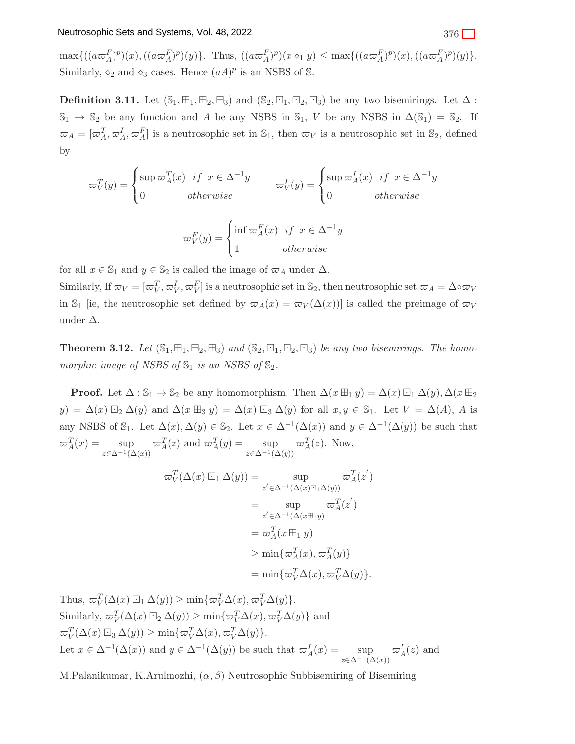$\max\{((a\varpi_A^F)^p)(x), ((a\varpi_A^F)^p)(y)\}$. Thus, $((a\varpi_A^F)^p)(x \diamond_1 y) \leq \max\{((a\varpi_A^F)^p)(x), ((a\varpi_A^F)^p)(y)\}$. Similarly, $\diamond_2$ and $\diamond_3$ cases. Hence $(aA)^p$ is an NSBS of $\mathbb{S}$.

**Definition 3.11.** Let $(\mathbb{S}_1, \boxplus_1, \boxplus_2, \boxplus_3)$ and $(\mathbb{S}_2, \boxdot_1, \boxdot_2, \boxdot_3)$ be any two bisemirings. Let $\Delta : \mathbb{S}_1 \to \mathbb{S}_2$ be any function and $A$ be any NSBS in $\mathbb{S}_1$, $V$ be any NSBS in $\Delta(\mathbb{S}_1) = \mathbb{S}_2$. If $\varpi_A = [\varpi_A^T, \varpi_A^I, \varpi_A^F]$ is a neutrosophic set in $\mathbb{S}_1$, then $\varpi_V$ is a neutrosophic set in $\mathbb{S}_2$, defined by

$$\varpi_V^T(y) = \begin{cases} \sup \varpi_A^T(x) & if \ \ x \in \Delta^{-1}y \\ 0 & otherwise \end{cases} \qquad \varpi_V^I(y) = \begin{cases} \sup \varpi_A^I(x) & if \ \ x \in \Delta^{-1}y \\ 0 & otherwise \end{cases}$$

$$\varpi_V^F(y) = \begin{cases} \inf \varpi_A^F(x) & if \ \ x \in \Delta^{-1}y \\ 1 & otherwise \end{cases}$$

for all $x \in \mathbb{S}_1$ and $y \in \mathbb{S}_2$ is called the image of $\varpi_A$ under $\Delta$.
Similarly, If $\varpi_V = [\varpi_V^T, \varpi_V^I, \varpi_V^F]$ is a neutrosophic set in $\mathbb{S}_2$, then neutrosophic set $\varpi_A = \Delta \circ \varpi_V$ in $\mathbb{S}_1$ [ie, the neutrosophic set defined by $\varpi_A(x) = \varpi_V(\Delta(x))$] is called the preimage of $\varpi_V$ under $\Delta$.

**Theorem 3.12.** *Let $(\mathbb{S}_1, \boxplus_1, \boxplus_2, \boxplus_3)$ and $(\mathbb{S}_2, \boxdot_1, \boxdot_2, \boxdot_3)$ be any two bisemirings. The homomorphic image of NSBS of $\mathbb{S}_1$ is an NSBS of $\mathbb{S}_2$.*

**Proof.** Let $\Delta : \mathbb{S}_1 \to \mathbb{S}_2$ be any homomorphism. Then $\Delta(x \boxplus_1 y) = \Delta(x) \boxdot_1 \Delta(y), \Delta(x \boxplus_2 y) = \Delta(x) \boxdot_2 \Delta(y)$ and $\Delta(x \boxplus_3 y) = \Delta(x) \boxdot_3 \Delta(y)$ for all $x, y \in \mathbb{S}_1$. Let $V = \Delta(A)$, $A$ is any NSBS of $\mathbb{S}_1$. Let $\Delta(x), \Delta(y) \in \mathbb{S}_2$. Let $x \in \Delta^{-1}(\Delta(x))$ and $y \in \Delta^{-1}(\Delta(y))$ be such that $\varpi_A^T(x) = \sup\limits_{z \in \Delta^{-1}(\Delta(x))} \varpi_A^T(z)$ and $\varpi_A^T(y) = \sup\limits_{z \in \Delta^{-1}(\Delta(y))} \varpi_A^T(z)$. Now,

$$\begin{aligned}
\varpi_V^T(\Delta(x) \boxdot_1 \Delta(y)) &= \sup_{z' \in \Delta^{-1}(\Delta(x) \boxdot_1 \Delta(y))} \varpi_A^T(z') \\
&= \sup_{z' \in \Delta^{-1}(\Delta(x \boxplus_1 y))} \varpi_A^T(z') \\
&= \varpi_A^T(x \boxplus_1 y) \\
&\geq \min\{\varpi_A^T(x), \varpi_A^T(y)\} \\
&= \min\{\varpi_V^T \Delta(x), \varpi_V^T \Delta(y)\}.
\end{aligned}$$

Thus, $\varpi_V^T(\Delta(x) \boxdot_1 \Delta(y)) \geq \min\{\varpi_V^T \Delta(x), \varpi_V^T \Delta(y)\}$.
Similarly, $\varpi_V^T(\Delta(x) \boxdot_2 \Delta(y)) \geq \min\{\varpi_V^T \Delta(x), \varpi_V^T \Delta(y)\}$ and
$\varpi_V^T(\Delta(x) \boxdot_3 \Delta(y)) \geq \min\{\varpi_V^T \Delta(x), \varpi_V^T \Delta(y)\}$.
Let $x \in \Delta^{-1}(\Delta(x))$ and $y \in \Delta^{-1}(\Delta(y))$ be such that $\varpi_A^I(x) = \sup\limits_{z \in \Delta^{-1}(\Delta(x))} \varpi_A^I(z)$ and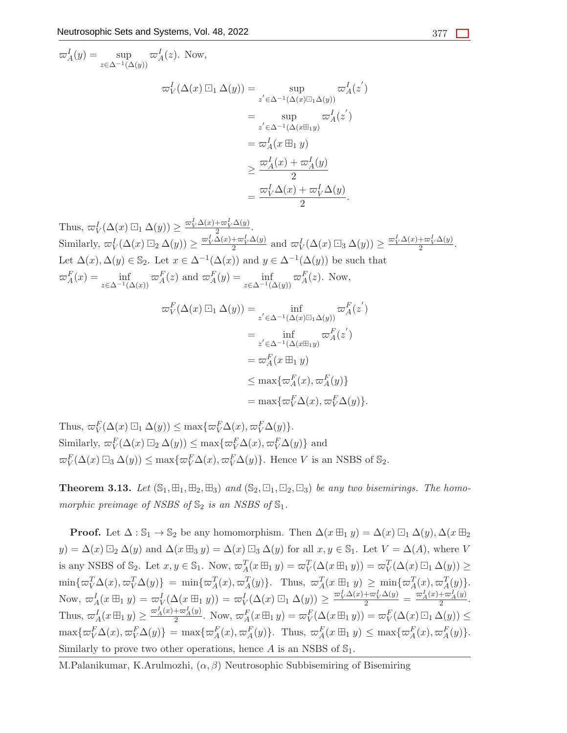$\varpi_A^I(y) = \sup_{z \in \Delta^{-1}(\Delta(y))} \varpi_A^I(z)$. Now,

$$
\begin{aligned}
\varpi_V^I(\Delta(x) \boxdot_1 \Delta(y)) &= \sup_{z' \in \Delta^{-1}(\Delta(x) \boxdot_1 \Delta(y))} \varpi_A^I(z') \\
&= \sup_{z' \in \Delta^{-1}(\Delta(x \boxplus_1 y)} \varpi_A^I(z') \\
&= \varpi_A^I(x \boxplus_1 y) \\
&\geq \frac{\varpi_A^I(x) + \varpi_A^I(y)}{2} \\
&= \frac{\varpi_V^I \Delta(x) + \varpi_V^I \Delta(y)}{2}.
\end{aligned}
$$

Thus, $\varpi_V^I(\Delta(x) \boxdot_1 \Delta(y)) \geq \frac{\varpi_V^I \Delta(x) + \varpi_V^I \Delta(y)}{2}$.
Similarly, $\varpi_V^I(\Delta(x) \boxdot_2 \Delta(y)) \geq \frac{\varpi_V^I \Delta(x) + \varpi_V^I \Delta(y)}{2}$ and $\varpi_V^I(\Delta(x) \boxdot_3 \Delta(y)) \geq \frac{\varpi_V^I \Delta(x) + \varpi_V^I \Delta(y)}{2}$.
Let $\Delta(x), \Delta(y) \in \mathbb{S}_2$. Let $x \in \Delta^{-1}(\Delta(x))$ and $y \in \Delta^{-1}(\Delta(y))$ be such that $\varpi_A^F(x) = \inf_{z \in \Delta^{-1}(\Delta(x))} \varpi_A^F(z)$ and $\varpi_A^F(y) = \inf_{z \in \Delta^{-1}(\Delta(y))} \varpi_A^F(z)$. Now,

$$
\begin{aligned}
\varpi_V^F(\Delta(x) \boxdot_1 \Delta(y)) &= \inf_{z' \in \Delta^{-1}(\Delta(x) \boxdot_1 \Delta(y))} \varpi_A^F(z') \\
&= \inf_{z' \in \Delta^{-1}(\Delta(x \boxplus_1 y)} \varpi_A^F(z') \\
&= \varpi_A^F(x \boxplus_1 y) \\
&\leq \max\{\varpi_A^F(x), \varpi_A^F(y)\} \\
&= \max\{\varpi_V^F \Delta(x), \varpi_V^F \Delta(y)\}.
\end{aligned}
$$

Thus, $\varpi_V^F(\Delta(x) \boxdot_1 \Delta(y)) \leq \max\{\varpi_V^F \Delta(x), \varpi_V^F \Delta(y)\}$.
Similarly, $\varpi_V^F(\Delta(x) \boxdot_2 \Delta(y)) \leq \max\{\varpi_V^F \Delta(x), \varpi_V^F \Delta(y)\}$ and $\varpi_V^F(\Delta(x) \boxdot_3 \Delta(y)) \leq \max\{\varpi_V^F \Delta(x), \varpi_V^F \Delta(y)\}$. Hence $V$ is an NSBS of $\mathbb{S}_2$.

**Theorem 3.13.** *Let $(\mathbb{S}_1, \boxplus_1, \boxplus_2, \boxplus_3)$ and $(\mathbb{S}_2, \boxdot_1, \boxdot_2, \boxdot_3)$ be any two bisemirings. The homomorphic preimage of NSBS of $\mathbb{S}_2$ is an NSBS of $\mathbb{S}_1$.*

**Proof.** Let $\Delta : \mathbb{S}_1 \to \mathbb{S}_2$ be any homomorphism. Then $\Delta(x \boxplus_1 y) = \Delta(x) \boxdot_1 \Delta(y), \Delta(x \boxplus_2 y) = \Delta(x) \boxdot_2 \Delta(y)$ and $\Delta(x \boxplus_3 y) = \Delta(x) \boxdot_3 \Delta(y)$ for all $x, y \in \mathbb{S}_1$. Let $V = \Delta(A)$, where $V$ is any NSBS of $\mathbb{S}_2$. Let $x, y \in \mathbb{S}_1$. Now, $\varpi_A^T(x \boxplus_1 y) = \varpi_V^T(\Delta(x \boxplus_1 y)) = \varpi_V^T(\Delta(x) \boxdot_1 \Delta(y)) \geq \min\{\varpi_V^T \Delta(x), \varpi_V^T \Delta(y)\} = \min\{\varpi_A^T(x), \varpi_A^T(y)\}$. Thus, $\varpi_A^T(x \boxplus_1 y) \geq \min\{\varpi_A^T(x), \varpi_A^T(y)\}$. Now, $\varpi_A^I(x \boxplus_1 y) = \varpi_V^I(\Delta(x \boxplus_1 y)) = \varpi_V^I(\Delta(x) \boxdot_1 \Delta(y)) \geq \frac{\varpi_V^I \Delta(x) + \varpi_V^I \Delta(y)}{2} = \frac{\varpi_A^I(x) + \varpi_A^I(y)}{2}$. Thus, $\varpi_A^I(x \boxplus_1 y) \geq \frac{\varpi_A^I(x) + \varpi_A^I(y)}{2}$. Now, $\varpi_A^F(x \boxplus_1 y) = \varpi_V^F(\Delta(x \boxplus_1 y)) = \varpi_V^F(\Delta(x) \boxdot_1 \Delta(y)) \leq \max\{\varpi_V^F \Delta(x), \varpi_V^F \Delta(y)\} = \max\{\varpi_A^F(x), \varpi_A^F(y)\}$. Thus, $\varpi_A^F(x \boxplus_1 y) \leq \max\{\varpi_A^F(x), \varpi_A^F(y)\}$. Similarly to prove two other operations, hence $A$ is an NSBS of $\mathbb{S}_1$.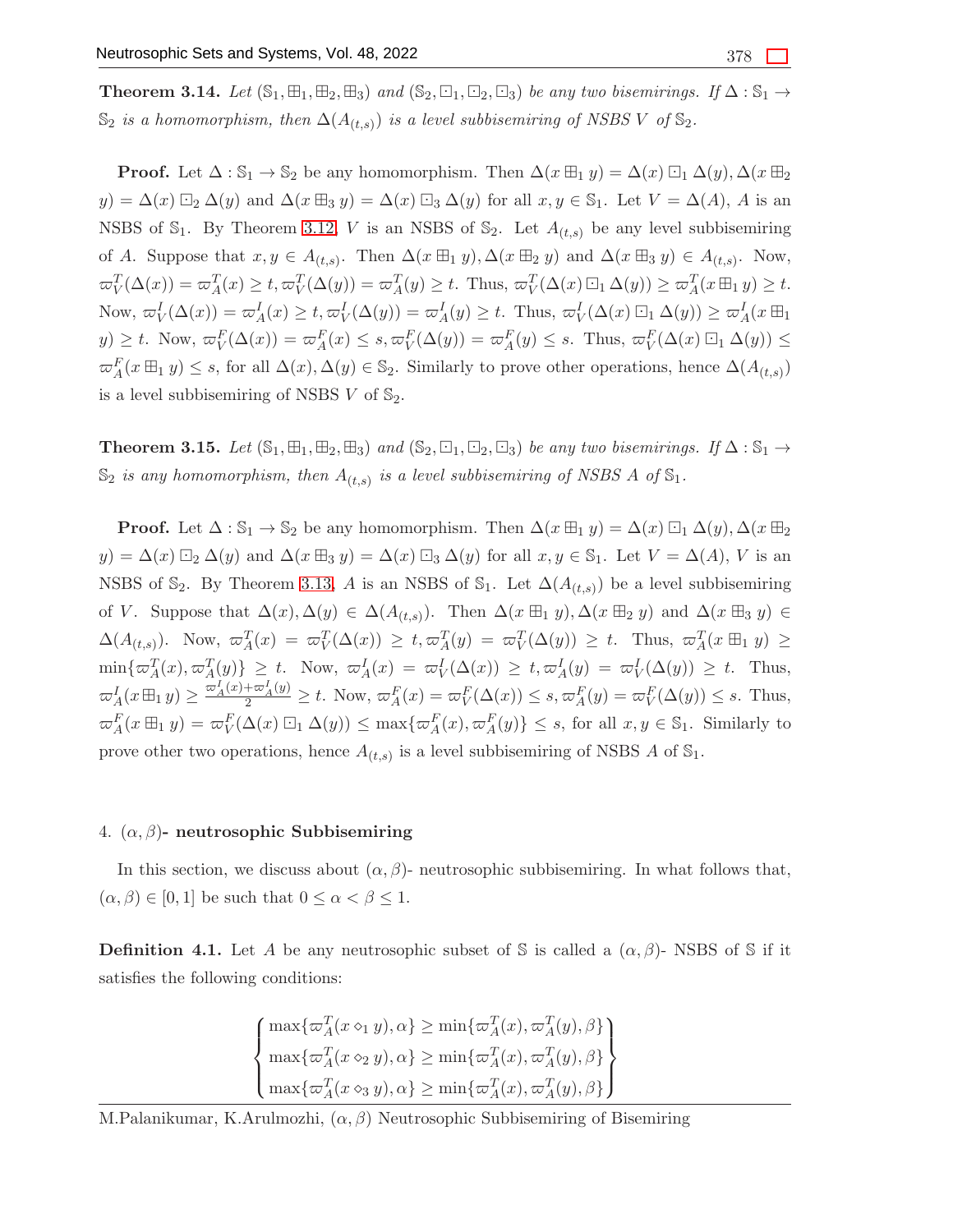**Theorem 3.14.** *Let $(\mathbb{S}_1, \boxplus_1, \boxplus_2, \boxplus_3)$ and $(\mathbb{S}_2, \boxdot_1, \boxdot_2, \boxdot_3)$ be any two bisemirings. If $\Delta : \mathbb{S}_1 \to \mathbb{S}_2$ is a homomorphism, then $\Delta(A_{(t,s)})$ is a level subbisemiring of NSBS $V$ of $\mathbb{S}_2$.*

**Proof.** Let $\Delta : \mathbb{S}_1 \to \mathbb{S}_2$ be any homomorphism. Then $\Delta(x \boxplus_1 y) = \Delta(x) \boxdot_1 \Delta(y), \Delta(x \boxplus_2 y) = \Delta(x) \boxdot_2 \Delta(y)$ and $\Delta(x \boxplus_3 y) = \Delta(x) \boxdot_3 \Delta(y)$ for all $x, y \in \mathbb{S}_1$. Let $V = \Delta(A)$, $A$ is an NSBS of $\mathbb{S}_1$. By Theorem 3.12, $V$ is an NSBS of $\mathbb{S}_2$. Let $A_{(t,s)}$ be any level subbisemiring of $A$. Suppose that $x, y \in A_{(t,s)}$. Then $\Delta(x \boxplus_1 y), \Delta(x \boxplus_2 y)$ and $\Delta(x \boxplus_3 y) \in A_{(t,s)}$. Now, $\varpi^T_V(\Delta(x)) = \varpi^T_A(x) \geq t, \varpi^T_V(\Delta(y)) = \varpi^T_A(y) \geq t$. Thus, $\varpi^T_V(\Delta(x) \boxdot_1 \Delta(y)) \geq \varpi^T_A(x \boxplus_1 y) \geq t$. Now, $\varpi^I_V(\Delta(x)) = \varpi^I_A(x) \geq t, \varpi^I_V(\Delta(y)) = \varpi^I_A(y) \geq t$. Thus, $\varpi^I_V(\Delta(x) \boxdot_1 \Delta(y)) \geq \varpi^I_A(x \boxplus_1 y) \geq t$. Now, $\varpi^F_V(\Delta(x)) = \varpi^F_A(x) \leq s, \varpi^F_V(\Delta(y)) = \varpi^F_A(y) \leq s$. Thus, $\varpi^F_V(\Delta(x) \boxdot_1 \Delta(y)) \leq \varpi^F_A(x \boxplus_1 y) \leq s$, for all $\Delta(x), \Delta(y) \in \mathbb{S}_2$. Similarly to prove other operations, hence $\Delta(A_{(t,s)})$ is a level subbisemiring of NSBS $V$ of $\mathbb{S}_2$.

**Theorem 3.15.** *Let $(\mathbb{S}_1, \boxplus_1, \boxplus_2, \boxplus_3)$ and $(\mathbb{S}_2, \boxdot_1, \boxdot_2, \boxdot_3)$ be any two bisemirings. If $\Delta : \mathbb{S}_1 \to \mathbb{S}_2$ is any homomorphism, then $A_{(t,s)}$ is a level subbisemiring of NSBS $A$ of $\mathbb{S}_1$.*

**Proof.** Let $\Delta : \mathbb{S}_1 \to \mathbb{S}_2$ be any homomorphism. Then $\Delta(x \boxplus_1 y) = \Delta(x) \boxdot_1 \Delta(y), \Delta(x \boxplus_2 y) = \Delta(x) \boxdot_2 \Delta(y)$ and $\Delta(x \boxplus_3 y) = \Delta(x) \boxdot_3 \Delta(y)$ for all $x, y \in \mathbb{S}_1$. Let $V = \Delta(A)$, $V$ is an NSBS of $\mathbb{S}_2$. By Theorem 3.13, $A$ is an NSBS of $\mathbb{S}_1$. Let $\Delta(A_{(t,s)})$ be a level subbisemiring of $V$. Suppose that $\Delta(x), \Delta(y) \in \Delta(A_{(t,s)})$. Then $\Delta(x \boxplus_1 y), \Delta(x \boxplus_2 y)$ and $\Delta(x \boxplus_3 y) \in \Delta(A_{(t,s)})$. Now, $\varpi^T_A(x) = \varpi^T_V(\Delta(x)) \geq t, \varpi^T_A(y) = \varpi^T_V(\Delta(y)) \geq t$. Thus, $\varpi^T_A(x \boxplus_1 y) \geq \min\{\varpi^T_A(x), \varpi^T_A(y)\} \geq t$. Now, $\varpi^I_A(x) = \varpi^I_V(\Delta(x)) \geq t, \varpi^I_A(y) = \varpi^I_V(\Delta(y)) \geq t$. Thus, $\varpi^I_A(x \boxplus_1 y) \geq \frac{\varpi^I_A(x) + \varpi^I_A(y)}{2} \geq t$. Now, $\varpi^F_A(x) = \varpi^F_V(\Delta(x)) \leq s, \varpi^F_A(y) = \varpi^F_V(\Delta(y)) \leq s$. Thus, $\varpi^F_A(x \boxplus_1 y) = \varpi^F_V(\Delta(x) \boxdot_1 \Delta(y)) \leq \max\{\varpi^F_A(x), \varpi^F_A(y)\} \leq s$, for all $x, y \in \mathbb{S}_1$. Similarly to prove other two operations, hence $A_{(t,s)}$ is a level subbisemiring of NSBS $A$ of $\mathbb{S}_1$.

## 4. $(\alpha, \beta)$- neutrosophic Subbisemiring

In this section, we discuss about $(\alpha, \beta)$- neutrosophic subbisemiring. In what follows that, $(\alpha, \beta) \in [0, 1]$ be such that $0 \leq \alpha < \beta \leq 1$.

**Definition 4.1.** Let $A$ be any neutrosophic subset of $\mathbb{S}$ is called a $(\alpha, \beta)$- NSBS of $\mathbb{S}$ if it satisfies the following conditions:

$$\begin{Bmatrix} \max\{\varpi^T_A(x \diamond_1 y), \alpha\} \geq \min\{\varpi^T_A(x), \varpi^T_A(y), \beta\} \\ \max\{\varpi^T_A(x \diamond_2 y), \alpha\} \geq \min\{\varpi^T_A(x), \varpi^T_A(y), \beta\} \\ \max\{\varpi^T_A(x \diamond_3 y), \alpha\} \geq \min\{\varpi^T_A(x), \varpi^T_A(y), \beta\} \end{Bmatrix}$$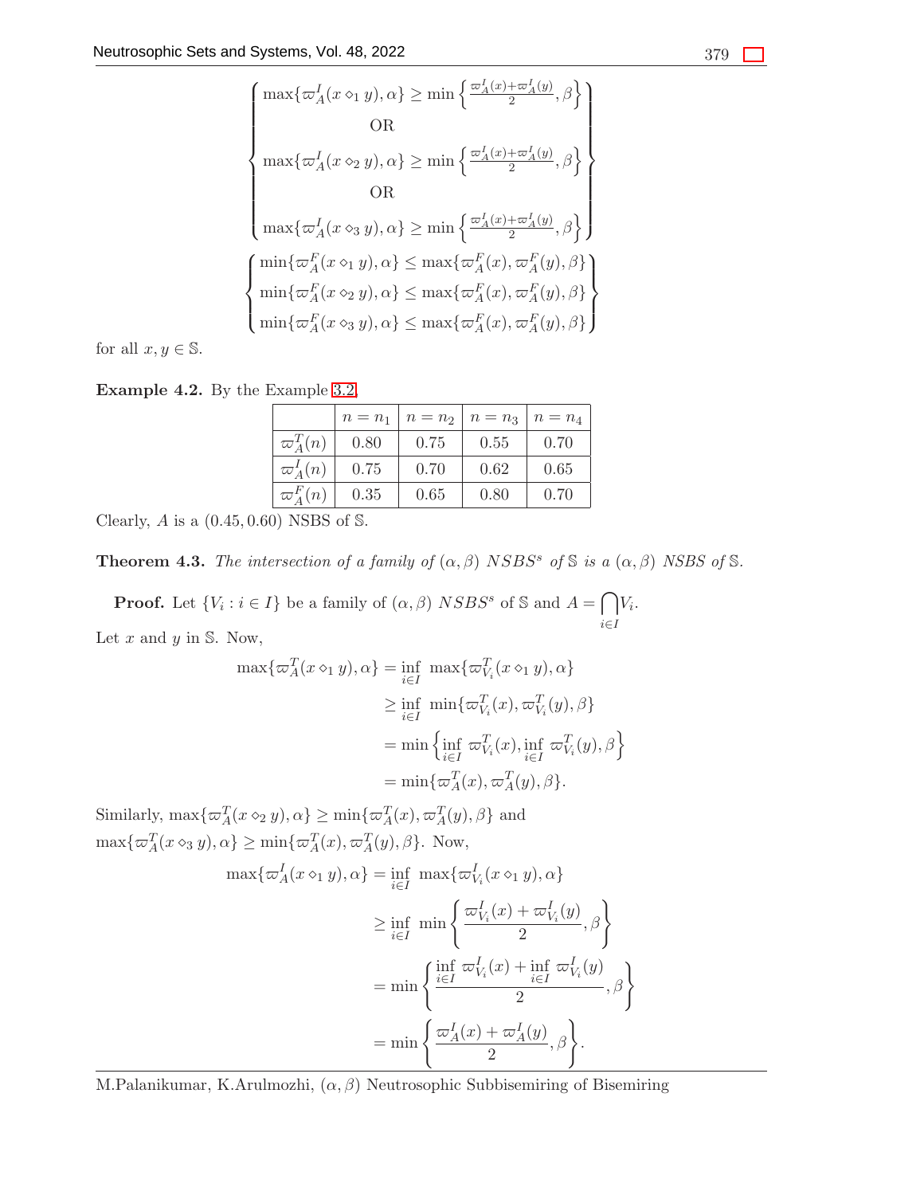$$\left\{\begin{array}{c} \max\{\varpi_A^I(x \diamond_1 y), \alpha\} \geq \min\left\{\frac{\varpi_A^I(x)+\varpi_A^I(y)}{2}, \beta\right\} \\ \text{OR} \\ \max\{\varpi_A^I(x \diamond_2 y), \alpha\} \geq \min\left\{\frac{\varpi_A^I(x)+\varpi_A^I(y)}{2}, \beta\right\} \\ \text{OR} \\ \max\{\varpi_A^I(x \diamond_3 y), \alpha\} \geq \min\left\{\frac{\varpi_A^I(x)+\varpi_A^I(y)}{2}, \beta\right\} \end{array}\right\}$$

$$\left\{\begin{array}{c} \min\{\varpi_A^F(x \diamond_1 y), \alpha\} \leq \max\{\varpi_A^F(x), \varpi_A^F(y), \beta\} \\ \min\{\varpi_A^F(x \diamond_2 y), \alpha\} \leq \max\{\varpi_A^F(x), \varpi_A^F(y), \beta\} \\ \min\{\varpi_A^F(x \diamond_3 y), \alpha\} \leq \max\{\varpi_A^F(x), \varpi_A^F(y), \beta\} \end{array}\right\}$$

for all $x, y \in \mathbb{S}$.

**Example 4.2.** By the Example 3.2,

| | $n = n_1$ | $n = n_2$ | $n = n_3$ | $n = n_4$ |
|---|---|---|---|---|
| $\varpi_A^T(n)$ | 0.80 | 0.75 | 0.55 | 0.70 |
| $\varpi_A^I(n)$ | 0.75 | 0.70 | 0.62 | 0.65 |
| $\varpi_A^F(n)$ | 0.35 | 0.65 | 0.80 | 0.70 |

Clearly, $A$ is a $(0.45, 0.60)$ NSBS of $\mathbb{S}$.

**Theorem 4.3.** *The intersection of a family of $(\alpha, \beta)$ $NSBS^s$ of $\mathbb{S}$ is a $(\alpha, \beta)$ NSBS of $\mathbb{S}$.*

**Proof.** Let $\{V_i : i \in I\}$ be a family of $(\alpha, \beta)$ $NSBS^s$ of $\mathbb{S}$ and $A = \bigcap_{i \in I} V_i$.

Let $x$ and $y$ in $\mathbb{S}$. Now,

$$\begin{aligned} \max\{\varpi_A^T(x \diamond_1 y), \alpha\} &= \inf_{i \in I} \ \max\{\varpi_{V_i}^T(x \diamond_1 y), \alpha\} \\ &\geq \inf_{i \in I} \ \min\{\varpi_{V_i}^T(x), \varpi_{V_i}^T(y), \beta\} \\ &= \min\left\{\inf_{i \in I} \ \varpi_{V_i}^T(x), \inf_{i \in I} \ \varpi_{V_i}^T(y), \beta\right\} \\ &= \min\{\varpi_A^T(x), \varpi_A^T(y), \beta\}. \end{aligned}$$

Similarly, $\max\{\varpi_A^T(x \diamond_2 y), \alpha\} \geq \min\{\varpi_A^T(x), \varpi_A^T(y), \beta\}$ and $\max\{\varpi_A^T(x \diamond_3 y), \alpha\} \geq \min\{\varpi_A^T(x), \varpi_A^T(y), \beta\}$. Now,

$$\begin{aligned} \max\{\varpi_A^I(x \diamond_1 y), \alpha\} &= \inf_{i \in I} \ \max\{\varpi_{V_i}^I(x \diamond_1 y), \alpha\} \\ &\geq \inf_{i \in I} \ \min\left\{\frac{\varpi_{V_i}^I(x) + \varpi_{V_i}^I(y)}{2}, \beta\right\} \\ &= \min\left\{\frac{\inf_{i \in I} \ \varpi_{V_i}^I(x) + \inf_{i \in I} \ \varpi_{V_i}^I(y)}{2}, \beta\right\} \\ &= \min\left\{\frac{\varpi_A^I(x) + \varpi_A^I(y)}{2}, \beta\right\}. \end{aligned}$$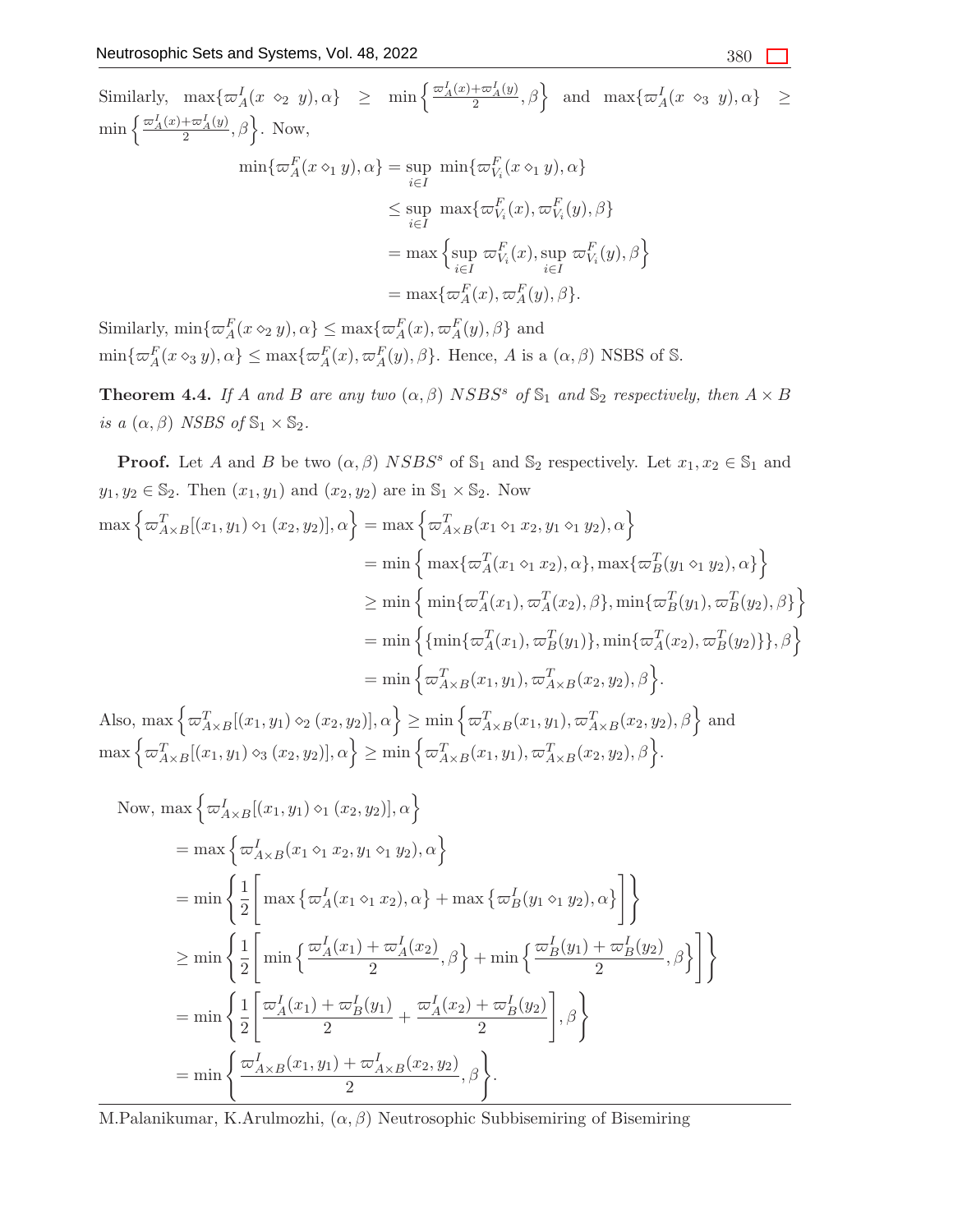Similarly, $\max\{\varpi_A^I(x \diamond_2 y), \alpha\} \geq \min\left\{\frac{\varpi_A^I(x)+\varpi_A^I(y)}{2}, \beta\right\}$ and $\max\{\varpi_A^I(x \diamond_3 y), \alpha\} \geq \min\left\{\frac{\varpi_A^I(x)+\varpi_A^I(y)}{2}, \beta\right\}$. Now,

$$
\begin{aligned}
\min\{\varpi_A^F(x \diamond_1 y), \alpha\} &= \sup_{i \in I} \min\{\varpi_{V_i}^F(x \diamond_1 y), \alpha\} \\
&\leq \sup_{i \in I} \max\{\varpi_{V_i}^F(x), \varpi_{V_i}^F(y), \beta\} \\
&= \max\left\{\sup_{i \in I} \varpi_{V_i}^F(x), \sup_{i \in I} \varpi_{V_i}^F(y), \beta\right\} \\
&= \max\{\varpi_A^F(x), \varpi_A^F(y), \beta\}.
\end{aligned}
$$

Similarly, $\min\{\varpi_A^F(x \diamond_2 y), \alpha\} \leq \max\{\varpi_A^F(x), \varpi_A^F(y), \beta\}$ and $\min\{\varpi_A^F(x \diamond_3 y), \alpha\} \leq \max\{\varpi_A^F(x), \varpi_A^F(y), \beta\}$. Hence, $A$ is a $(\alpha, \beta)$ NSBS of $\mathbb{S}$.

**Theorem 4.4.** *If $A$ and $B$ are any two $(\alpha, \beta)$ $NSBS^s$ of $\mathbb{S}_1$ and $\mathbb{S}_2$ respectively, then $A \times B$ is a $(\alpha, \beta)$ NSBS of $\mathbb{S}_1 \times \mathbb{S}_2$.*

**Proof.** Let $A$ and $B$ be two $(\alpha, \beta)$ $NSBS^s$ of $\mathbb{S}_1$ and $\mathbb{S}_2$ respectively. Let $x_1, x_2 \in \mathbb{S}_1$ and $y_1, y_2 \in \mathbb{S}_2$. Then $(x_1, y_1)$ and $(x_2, y_2)$ are in $\mathbb{S}_1 \times \mathbb{S}_2$. Now

$$
\begin{aligned}
\max\left\{\varpi_{A\times B}^T[(x_1, y_1) \diamond_1 (x_2, y_2)], \alpha\right\} &= \max\left\{\varpi_{A\times B}^T(x_1 \diamond_1 x_2, y_1 \diamond_1 y_2), \alpha\right\} \\
&= \min\left\{ \max\{\varpi_A^T(x_1 \diamond_1 x_2), \alpha\}, \max\{\varpi_B^T(y_1 \diamond_1 y_2), \alpha\}\right\} \\
&\geq \min\left\{ \min\{\varpi_A^T(x_1), \varpi_A^T(x_2), \beta\}, \min\{\varpi_B^T(y_1), \varpi_B^T(y_2), \beta\}\right\} \\
&= \min\left\{\{\min\{\varpi_A^T(x_1), \varpi_B^T(y_1)\}, \min\{\varpi_A^T(x_2), \varpi_B^T(y_2)\}\}, \beta\right\} \\
&= \min\left\{\varpi_{A\times B}^T(x_1, y_1), \varpi_{A\times B}^T(x_2, y_2), \beta\right\}.
\end{aligned}
$$

Also, $\max\left\{\varpi_{A\times B}^T[(x_1, y_1) \diamond_2 (x_2, y_2)], \alpha\right\} \geq \min\left\{\varpi_{A\times B}^T(x_1, y_1), \varpi_{A\times B}^T(x_2, y_2), \beta\right\}$ and $\max\left\{\varpi_{A\times B}^T[(x_1, y_1) \diamond_3 (x_2, y_2)], \alpha\right\} \geq \min\left\{\varpi_{A\times B}^T(x_1, y_1), \varpi_{A\times B}^T(x_2, y_2), \beta\right\}$.

Now, $\max\left\{\varpi_{A\times B}^I[(x_1, y_1) \diamond_1 (x_2, y_2)], \alpha\right\}$

$$
\begin{aligned}
&= \max\left\{\varpi_{A\times B}^I(x_1 \diamond_1 x_2, y_1 \diamond_1 y_2), \alpha\right\} \\
&= \min\left\{\frac{1}{2}\left[ \max\left\{\varpi_A^I(x_1 \diamond_1 x_2), \alpha\right\} + \max\left\{\varpi_B^I(y_1 \diamond_1 y_2), \alpha\right\}\right]\right\} \\
&\geq \min\left\{\frac{1}{2}\left[ \min\left\{\frac{\varpi_A^I(x_1) + \varpi_A^I(x_2)}{2}, \beta\right\} + \min\left\{\frac{\varpi_B^I(y_1) + \varpi_B^I(y_2)}{2}, \beta\right\}\right]\right\} \\
&= \min\left\{\frac{1}{2}\left[\frac{\varpi_A^I(x_1) + \varpi_B^I(y_1)}{2} + \frac{\varpi_A^I(x_2) + \varpi_B^I(y_2)}{2}\right], \beta\right\} \\
&= \min\left\{\frac{\varpi_{A\times B}^I(x_1, y_1) + \varpi_{A\times B}^I(x_2, y_2)}{2}, \beta\right\}.
\end{aligned}
$$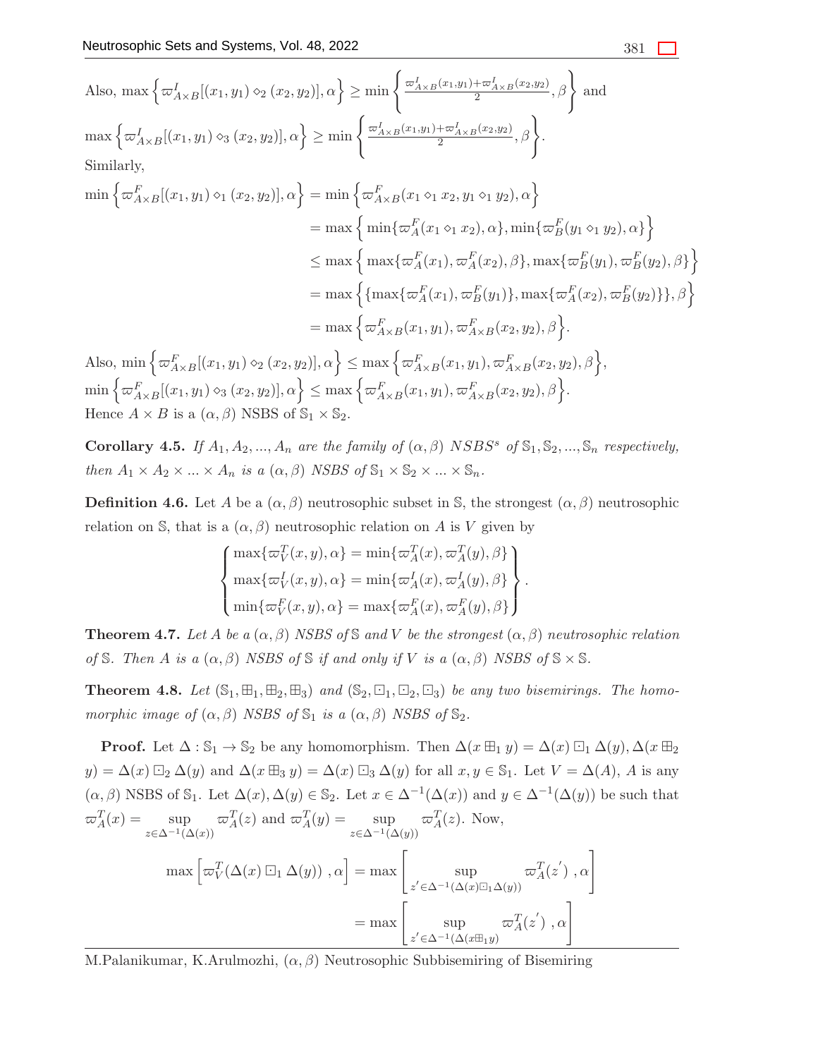Also, $\max\Big\{\varpi^I_{A\times B}[(x_1,y_1)\diamond_2 (x_2,y_2)],\alpha\Big\} \geq \min\left\{\frac{\varpi^I_{A\times B}(x_1,y_1)+\varpi^I_{A\times B}(x_2,y_2)}{2},\beta\right\}$ and

$\max\Big\{\varpi^I_{A\times B}[(x_1,y_1)\diamond_3 (x_2,y_2)],\alpha\Big\} \geq \min\left\{\frac{\varpi^I_{A\times B}(x_1,y_1)+\varpi^I_{A\times B}(x_2,y_2)}{2},\beta\right\}$.

Similarly,

$$
\begin{aligned}
\min\Big\{\varpi^F_{A\times B}[(x_1,y_1)\diamond_1 (x_2,y_2)],\alpha\Big\} &= \min\Big\{\varpi^F_{A\times B}(x_1\diamond_1 x_2, y_1\diamond_1 y_2),\alpha\Big\}\\
&= \max\Big\{\min\{\varpi^F_A(x_1\diamond_1 x_2),\alpha\},\min\{\varpi^F_B(y_1\diamond_1 y_2),\alpha\}\Big\}\\
&\leq \max\Big\{\max\{\varpi^F_A(x_1),\varpi^F_A(x_2),\beta\},\max\{\varpi^F_B(y_1),\varpi^F_B(y_2),\beta\}\Big\}\\
&= \max\Big\{\{\max\{\varpi^F_A(x_1),\varpi^F_B(y_1)\},\max\{\varpi^F_A(x_2),\varpi^F_B(y_2)\}\},\beta\Big\}\\
&= \max\Big\{\varpi^F_{A\times B}(x_1,y_1),\varpi^F_{A\times B}(x_2,y_2),\beta\Big\}.
\end{aligned}
$$

Also, $\min\Big\{\varpi^F_{A\times B}[(x_1,y_1)\diamond_2 (x_2,y_2)],\alpha\Big\} \leq \max\Big\{\varpi^F_{A\times B}(x_1,y_1),\varpi^F_{A\times B}(x_2,y_2),\beta\Big\}$,

$\min\Big\{\varpi^F_{A\times B}[(x_1,y_1)\diamond_3 (x_2,y_2)],\alpha\Big\} \leq \max\Big\{\varpi^F_{A\times B}(x_1,y_1),\varpi^F_{A\times B}(x_2,y_2),\beta\Big\}$.

Hence $A\times B$ is a $(\alpha,\beta)$ NSBS of $\mathbb{S}_1\times\mathbb{S}_2$.

**Corollary 4.5.** *If $A_1, A_2, ..., A_n$ are the family of $(\alpha,\beta)$ $NSBS^s$ of $\mathbb{S}_1,\mathbb{S}_2,...,\mathbb{S}_n$ respectively, then $A_1\times A_2\times ...\times A_n$ is a $(\alpha,\beta)$ NSBS of $\mathbb{S}_1\times\mathbb{S}_2\times ...\times\mathbb{S}_n$.*

**Definition 4.6.** Let $A$ be a $(\alpha,\beta)$ neutrosophic subset in $\mathbb{S}$, the strongest $(\alpha,\beta)$ neutrosophic relation on $\mathbb{S}$, that is a $(\alpha,\beta)$ neutrosophic relation on $A$ is $V$ given by

$$
\begin{Bmatrix}
\max\{\varpi^T_V(x,y),\alpha\} = \min\{\varpi^T_A(x),\varpi^T_A(y),\beta\}\\
\max\{\varpi^I_V(x,y),\alpha\} = \min\{\varpi^I_A(x),\varpi^I_A(y),\beta\}\\
\min\{\varpi^F_V(x,y),\alpha\} = \max\{\varpi^F_A(x),\varpi^F_A(y),\beta\}
\end{Bmatrix}.
$$

**Theorem 4.7.** *Let $A$ be a $(\alpha,\beta)$ NSBS of $\mathbb{S}$ and $V$ be the strongest $(\alpha,\beta)$ neutrosophic relation of $\mathbb{S}$. Then $A$ is a $(\alpha,\beta)$ NSBS of $\mathbb{S}$ if and only if $V$ is a $(\alpha,\beta)$ NSBS of $\mathbb{S}\times\mathbb{S}$.*

**Theorem 4.8.** *Let $(\mathbb{S}_1,\boxplus_1,\boxplus_2,\boxplus_3)$ and $(\mathbb{S}_2,\boxdot_1,\boxdot_2,\boxdot_3)$ be any two bisemirings. The homomorphic image of $(\alpha,\beta)$ NSBS of $\mathbb{S}_1$ is a $(\alpha,\beta)$ NSBS of $\mathbb{S}_2$.*

**Proof.** Let $\Delta:\mathbb{S}_1\to\mathbb{S}_2$ be any homomorphism. Then $\Delta(x\boxplus_1 y) = \Delta(x)\boxdot_1\Delta(y)$, $\Delta(x\boxplus_2 y) = \Delta(x)\boxdot_2\Delta(y)$ and $\Delta(x\boxplus_3 y) = \Delta(x)\boxdot_3\Delta(y)$ for all $x,y\in\mathbb{S}_1$. Let $V=\Delta(A)$, $A$ is any $(\alpha,\beta)$ NSBS of $\mathbb{S}_1$. Let $\Delta(x),\Delta(y)\in\mathbb{S}_2$. Let $x\in\Delta^{-1}(\Delta(x))$ and $y\in\Delta^{-1}(\Delta(y))$ be such that $\varpi^T_A(x) = \sup\limits_{z\in\Delta^{-1}(\Delta(x))}\varpi^T_A(z)$ and $\varpi^T_A(y) = \sup\limits_{z\in\Delta^{-1}(\Delta(y))}\varpi^T_A(z)$. Now,

$$
\begin{aligned}
\max\Big[\varpi^T_V(\Delta(x)\boxdot_1\Delta(y))\ ,\alpha\Big] &= \max\left[\sup_{z'\in\Delta^{-1}(\Delta(x)\boxdot_1\Delta(y))}\varpi^T_A(z')\ ,\alpha\right]\\
&= \max\left[\sup_{z'\in\Delta^{-1}(\Delta(x\boxplus_1 y))}\varpi^T_A(z')\ ,\alpha\right]
\end{aligned}
$$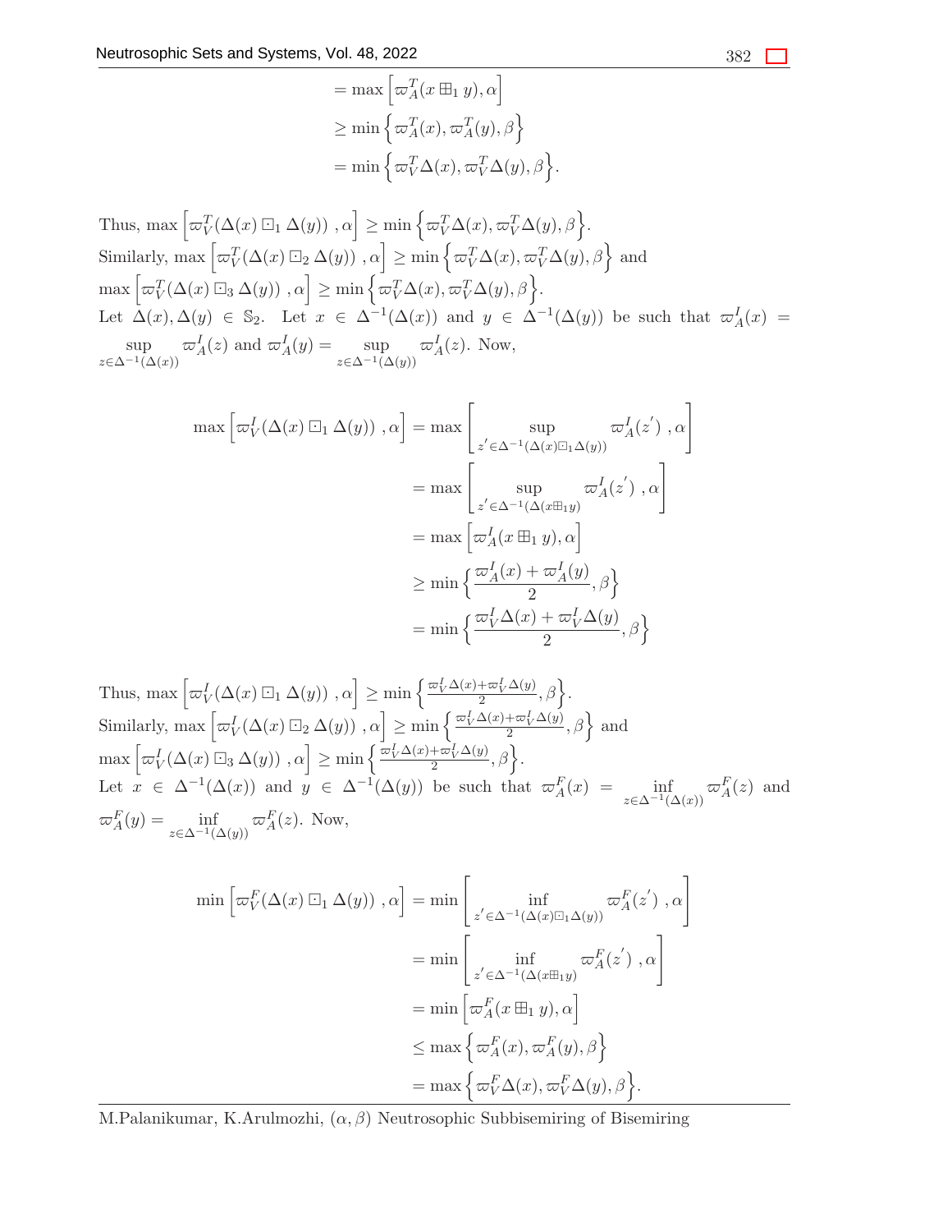$$
\begin{aligned}
&= \max\left[\varpi_A^T(x \boxplus_1 y), \alpha\right] \\
&\geq \min\left\{\varpi_A^T(x), \varpi_A^T(y), \beta\right\} \\
&= \min\left\{\varpi_V^T\Delta(x), \varpi_V^T\Delta(y), \beta\right\}.
\end{aligned}
$$

Thus, $\max\left[\varpi_V^T(\Delta(x) \boxdot_1 \Delta(y)) \ ,\alpha\right] \geq \min\left\{\varpi_V^T\Delta(x), \varpi_V^T\Delta(y), \beta\right\}$.
Similarly, $\max\left[\varpi_V^T(\Delta(x) \boxdot_2 \Delta(y)) \ ,\alpha\right] \geq \min\left\{\varpi_V^T\Delta(x), \varpi_V^T\Delta(y), \beta\right\}$ and $\max\left[\varpi_V^T(\Delta(x) \boxdot_3 \Delta(y)) \ ,\alpha\right] \geq \min\left\{\varpi_V^T\Delta(x), \varpi_V^T\Delta(y), \beta\right\}$.
Let $\Delta(x), \Delta(y) \in \mathbb{S}_2$. Let $x \in \Delta^{-1}(\Delta(x))$ and $y \in \Delta^{-1}(\Delta(y))$ be such that $\varpi_A^I(x) = \sup\limits_{z \in \Delta^{-1}(\Delta(x))} \varpi_A^I(z)$ and $\varpi_A^I(y) = \sup\limits_{z \in \Delta^{-1}(\Delta(y))} \varpi_A^I(z)$. Now,

$$
\begin{aligned}
\max\left[\varpi_V^I(\Delta(x) \boxdot_1 \Delta(y)) \ ,\alpha\right] &= \max\left[\sup_{z' \in \Delta^{-1}(\Delta(x) \boxdot_1 \Delta(y))} \varpi_A^I(z') \ ,\alpha\right] \\
&= \max\left[\sup_{z' \in \Delta^{-1}(\Delta(x \boxplus_1 y)} \varpi_A^I(z') \ ,\alpha\right] \\
&= \max\left[\varpi_A^I(x \boxplus_1 y), \alpha\right] \\
&\geq \min\left\{\frac{\varpi_A^I(x) + \varpi_A^I(y)}{2}, \beta\right\} \\
&= \min\left\{\frac{\varpi_V^I\Delta(x) + \varpi_V^I\Delta(y)}{2}, \beta\right\}
\end{aligned}
$$

Thus, $\max\left[\varpi_V^I(\Delta(x) \boxdot_1 \Delta(y)) \ ,\alpha\right] \geq \min\left\{\frac{\varpi_V^I\Delta(x) + \varpi_V^I\Delta(y)}{2}, \beta\right\}$.
Similarly, $\max\left[\varpi_V^I(\Delta(x) \boxdot_2 \Delta(y)) \ ,\alpha\right] \geq \min\left\{\frac{\varpi_V^I\Delta(x) + \varpi_V^I\Delta(y)}{2}, \beta\right\}$ and $\max\left[\varpi_V^I(\Delta(x) \boxdot_3 \Delta(y)) \ ,\alpha\right] \geq \min\left\{\frac{\varpi_V^I\Delta(x) + \varpi_V^I\Delta(y)}{2}, \beta\right\}$.
Let $x \in \Delta^{-1}(\Delta(x))$ and $y \in \Delta^{-1}(\Delta(y))$ be such that $\varpi_A^F(x) = \inf\limits_{z \in \Delta^{-1}(\Delta(x))} \varpi_A^F(z)$ and $\varpi_A^F(y) = \inf\limits_{z \in \Delta^{-1}(\Delta(y))} \varpi_A^F(z)$. Now,

$$
\begin{aligned}
\min\left[\varpi_V^F(\Delta(x) \boxdot_1 \Delta(y)) \ ,\alpha\right] &= \min\left[\inf_{z' \in \Delta^{-1}(\Delta(x) \boxdot_1 \Delta(y))} \varpi_A^F(z') \ ,\alpha\right] \\
&= \min\left[\inf_{z' \in \Delta^{-1}(\Delta(x \boxplus_1 y)} \varpi_A^F(z') \ ,\alpha\right] \\
&= \min\left[\varpi_A^F(x \boxplus_1 y), \alpha\right] \\
&\leq \max\left\{\varpi_A^F(x), \varpi_A^F(y), \beta\right\} \\
&= \max\left\{\varpi_V^F\Delta(x), \varpi_V^F\Delta(y), \beta\right\}.
\end{aligned}
$$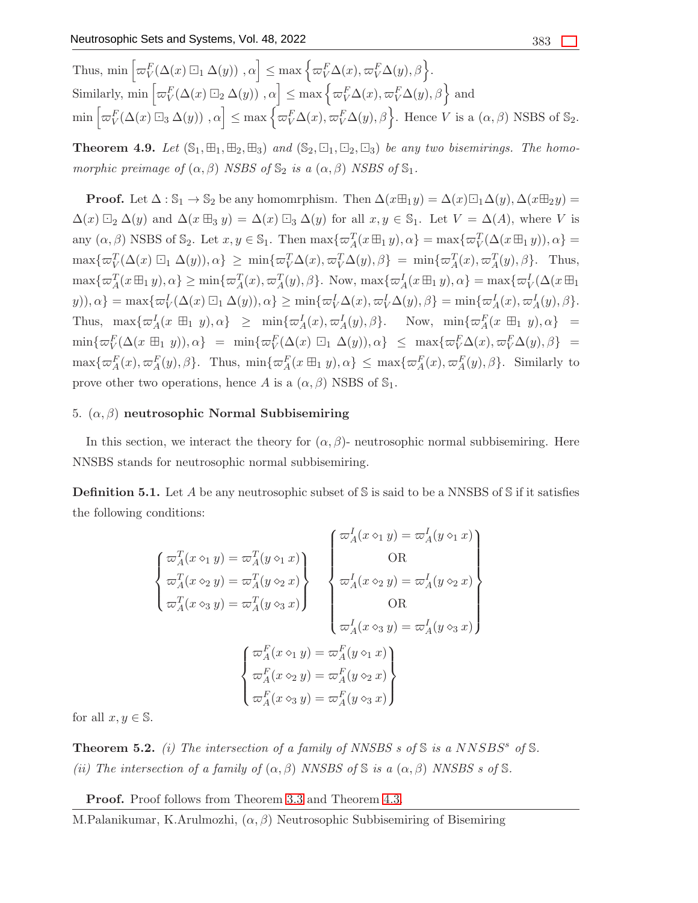Thus, $\min\left[\varpi_V^F(\Delta(x)\boxdot_1 \Delta(y)),\alpha\right] \leq \max\left\{\varpi_V^F\Delta(x),\varpi_V^F\Delta(y),\beta\right\}$.
Similarly, $\min\left[\varpi_V^F(\Delta(x)\boxdot_2 \Delta(y)),\alpha\right] \leq \max\left\{\varpi_V^F\Delta(x),\varpi_V^F\Delta(y),\beta\right\}$ and $\min\left[\varpi_V^F(\Delta(x)\boxdot_3 \Delta(y)),\alpha\right] \leq \max\left\{\varpi_V^F\Delta(x),\varpi_V^F\Delta(y),\beta\right\}$. Hence $V$ is a $(\alpha,\beta)$ NSBS of $\mathbb{S}_2$.

**Theorem 4.9.** *Let $(\mathbb{S}_1,\boxplus_1,\boxplus_2,\boxplus_3)$ and $(\mathbb{S}_2,\boxdot_1,\boxdot_2,\boxdot_3)$ be any two bisemirings. The homomorphic preimage of $(\alpha,\beta)$ NSBS of $\mathbb{S}_2$ is a $(\alpha,\beta)$ NSBS of $\mathbb{S}_1$.*

**Proof.** Let $\Delta:\mathbb{S}_1\to\mathbb{S}_2$ be any homomrphism. Then $\Delta(x\boxplus_1 y)=\Delta(x)\boxdot_1\Delta(y)$, $\Delta(x\boxplus_2 y)=\Delta(x)\boxdot_2\Delta(y)$ and $\Delta(x\boxplus_3 y)=\Delta(x)\boxdot_3\Delta(y)$ for all $x,y\in\mathbb{S}_1$. Let $V=\Delta(A)$, where $V$ is any $(\alpha,\beta)$ NSBS of $\mathbb{S}_2$. Let $x,y\in\mathbb{S}_1$. Then $\max\{\varpi_A^T(x\boxplus_1 y),\alpha\}=\max\{\varpi_V^T(\Delta(x\boxplus_1 y)),\alpha\}=\max\{\varpi_V^T(\Delta(x)\boxdot_1\Delta(y)),\alpha\}\geq\min\{\varpi_V^T\Delta(x),\varpi_V^T\Delta(y),\beta\}=\min\{\varpi_A^T(x),\varpi_A^T(y),\beta\}$. Thus, $\max\{\varpi_A^T(x\boxplus_1 y),\alpha\}\geq\min\{\varpi_A^T(x),\varpi_A^T(y),\beta\}$. Now, $\max\{\varpi_A^I(x\boxplus_1 y),\alpha\}=\max\{\varpi_V^I(\Delta(x\boxplus_1 y)),\alpha\}=\max\{\varpi_V^I(\Delta(x)\boxdot_1\Delta(y)),\alpha\}\geq\min\{\varpi_V^I\Delta(x),\varpi_V^I\Delta(y),\beta\}=\min\{\varpi_A^I(x),\varpi_A^I(y),\beta\}$. Thus, $\max\{\varpi_A^I(x\boxplus_1 y),\alpha\}\geq\min\{\varpi_A^I(x),\varpi_A^I(y),\beta\}$. Now, $\min\{\varpi_A^F(x\boxplus_1 y),\alpha\}=\min\{\varpi_V^F(\Delta(x\boxplus_1 y)),\alpha\}=\min\{\varpi_V^F(\Delta(x)\boxdot_1\Delta(y)),\alpha\}\leq\max\{\varpi_V^F\Delta(x),\varpi_V^F\Delta(y),\beta\}=\max\{\varpi_A^F(x),\varpi_A^F(y),\beta\}$. Thus, $\min\{\varpi_A^F(x\boxplus_1 y),\alpha\}\leq\max\{\varpi_A^F(x),\varpi_A^F(y),\beta\}$. Similarly to prove other two operations, hence $A$ is a $(\alpha,\beta)$ NSBS of $\mathbb{S}_1$.

## 5. $(\alpha,\beta)$ neutrosophic Normal Subbisemiring

In this section, we interact the theory for $(\alpha,\beta)$- neutrosophic normal subbisemiring. Here NNSBS stands for neutrosophic normal subbisemiring.

**Definition 5.1.** Let $A$ be any neutrosophic subset of $\mathbb{S}$ is said to be a NNSBS of $\mathbb{S}$ if it satisfies the following conditions:

$$\left\{\begin{array}{c}\varpi_A^T(x\diamond_1 y)=\varpi_A^T(y\diamond_1 x)\\ \varpi_A^T(x\diamond_2 y)=\varpi_A^T(y\diamond_2 x)\\ \varpi_A^T(x\diamond_3 y)=\varpi_A^T(y\diamond_3 x)\end{array}\right\}\quad \left\{\begin{array}{c}\varpi_A^I(x\diamond_1 y)=\varpi_A^I(y\diamond_1 x)\\ \text{OR}\\ \varpi_A^I(x\diamond_2 y)=\varpi_A^I(y\diamond_2 x)\\ \text{OR}\\ \varpi_A^I(x\diamond_3 y)=\varpi_A^I(y\diamond_3 x)\end{array}\right\}$$

$$\left\{\begin{array}{c}\varpi_A^F(x\diamond_1 y)=\varpi_A^F(y\diamond_1 x)\\ \varpi_A^F(x\diamond_2 y)=\varpi_A^F(y\diamond_2 x)\\ \varpi_A^F(x\diamond_3 y)=\varpi_A^F(y\diamond_3 x)\end{array}\right\}$$

for all $x,y\in\mathbb{S}$.

**Theorem 5.2.** *(i) The intersection of a family of NNSBS s of $\mathbb{S}$ is a $NNSBS^s$ of $\mathbb{S}$.*
*(ii) The intersection of a family of $(\alpha,\beta)$ NNSBS of $\mathbb{S}$ is a $(\alpha,\beta)$ NNSBS s of $\mathbb{S}$.*

**Proof.** Proof follows from Theorem 3.3 and Theorem 4.3.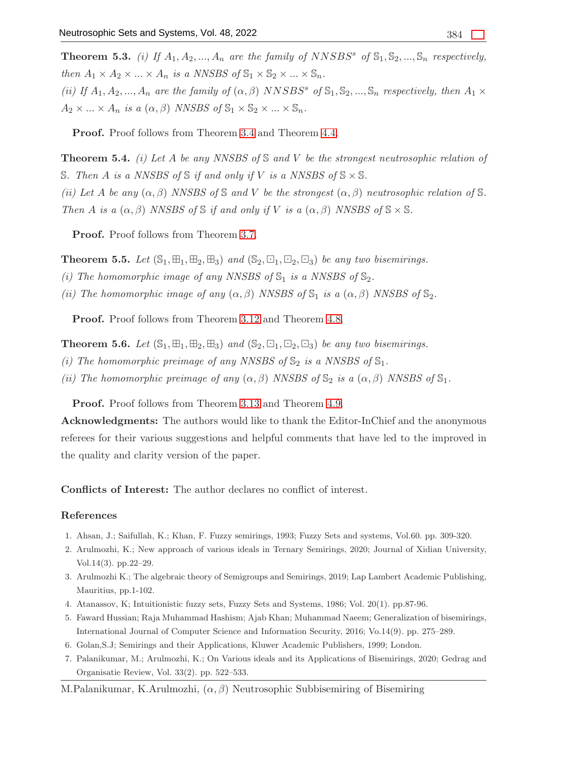**Theorem 5.3.** *(i) If $A_1, A_2, ..., A_n$ are the family of $NNSBS^s$ of $\mathbb{S}_1, \mathbb{S}_2, ..., \mathbb{S}_n$ respectively, then $A_1 \times A_2 \times ... \times A_n$ is a NNSBS of $\mathbb{S}_1 \times \mathbb{S}_2 \times ... \times \mathbb{S}_n$.*
*(ii) If $A_1, A_2, ..., A_n$ are the family of $(\alpha, \beta)$ $NNSBS^s$ of $\mathbb{S}_1, \mathbb{S}_2, ..., \mathbb{S}_n$ respectively, then $A_1 \times A_2 \times ... \times A_n$ is a $(\alpha, \beta)$ NNSBS of $\mathbb{S}_1 \times \mathbb{S}_2 \times ... \times \mathbb{S}_n$.*

**Proof.** Proof follows from Theorem 3.4 and Theorem 4.4.

**Theorem 5.4.** *(i) Let $A$ be any NNSBS of $\mathbb{S}$ and $V$ be the strongest neutrosophic relation of $\mathbb{S}$. Then $A$ is a NNSBS of $\mathbb{S}$ if and only if $V$ is a NNSBS of $\mathbb{S} \times \mathbb{S}$.*
*(ii) Let $A$ be any $(\alpha, \beta)$ NNSBS of $\mathbb{S}$ and $V$ be the strongest $(\alpha, \beta)$ neutrosophic relation of $\mathbb{S}$. Then $A$ is a $(\alpha, \beta)$ NNSBS of $\mathbb{S}$ if and only if $V$ is a $(\alpha, \beta)$ NNSBS of $\mathbb{S} \times \mathbb{S}$.*

**Proof.** Proof follows from Theorem 3.7.

**Theorem 5.5.** *Let $(\mathbb{S}_1, \boxplus_1, \boxplus_2, \boxplus_3)$ and $(\mathbb{S}_2, \boxdot_1, \boxdot_2, \boxdot_3)$ be any two bisemirings.*
*(i) The homomorphic image of any NNSBS of $\mathbb{S}_1$ is a NNSBS of $\mathbb{S}_2$.*
*(ii) The homomorphic image of any $(\alpha, \beta)$ NNSBS of $\mathbb{S}_1$ is a $(\alpha, \beta)$ NNSBS of $\mathbb{S}_2$.*

**Proof.** Proof follows from Theorem 3.12 and Theorem 4.8.

**Theorem 5.6.** *Let $(\mathbb{S}_1, \boxplus_1, \boxplus_2, \boxplus_3)$ and $(\mathbb{S}_2, \boxdot_1, \boxdot_2, \boxdot_3)$ be any two bisemirings.*
*(i) The homomorphic preimage of any NNSBS of $\mathbb{S}_2$ is a NNSBS of $\mathbb{S}_1$.*
*(ii) The homomorphic preimage of any $(\alpha, \beta)$ NNSBS of $\mathbb{S}_2$ is a $(\alpha, \beta)$ NNSBS of $\mathbb{S}_1$.*

**Proof.** Proof follows from Theorem 3.13 and Theorem 4.9.

**Acknowledgments:** The authors would like to thank the Editor-InChief and the anonymous referees for their various suggestions and helpful comments that have led to the improved in the quality and clarity version of the paper.

**Conflicts of Interest:** The author declares no conflict of interest.

## References

1. Ahsan, J.; Saifullah, K.; Khan, F. Fuzzy semirings, 1993; Fuzzy Sets and systems, Vol.60. pp. 309-320.
2. Arulmozhi, K.; New approach of various ideals in Ternary Semirings, 2020; Journal of Xidian University, Vol.14(3). pp.22–29.
3. Arulmozhi K.; The algebraic theory of Semigroups and Semirings, 2019; Lap Lambert Academic Publishing, Mauritius, pp.1-102.
4. Atanassov, K; Intuitionistic fuzzy sets, Fuzzy Sets and Systems, 1986; Vol. 20(1). pp.87-96.
5. Faward Hussian; Raja Muhammad Hashism; Ajab Khan; Muhammad Naeem; Generalization of bisemirings, International Journal of Computer Science and Information Security, 2016; Vo.14(9). pp. 275–289.
6. Golan,S.J; Semirings and their Applications, Kluwer Academic Publishers, 1999; London.
7. Palanikumar, M.; Arulmozhi, K.; On Various ideals and its Applications of Bisemirings, 2020; Gedrag and Organisatie Review, Vol. 33(2). pp. 522–533.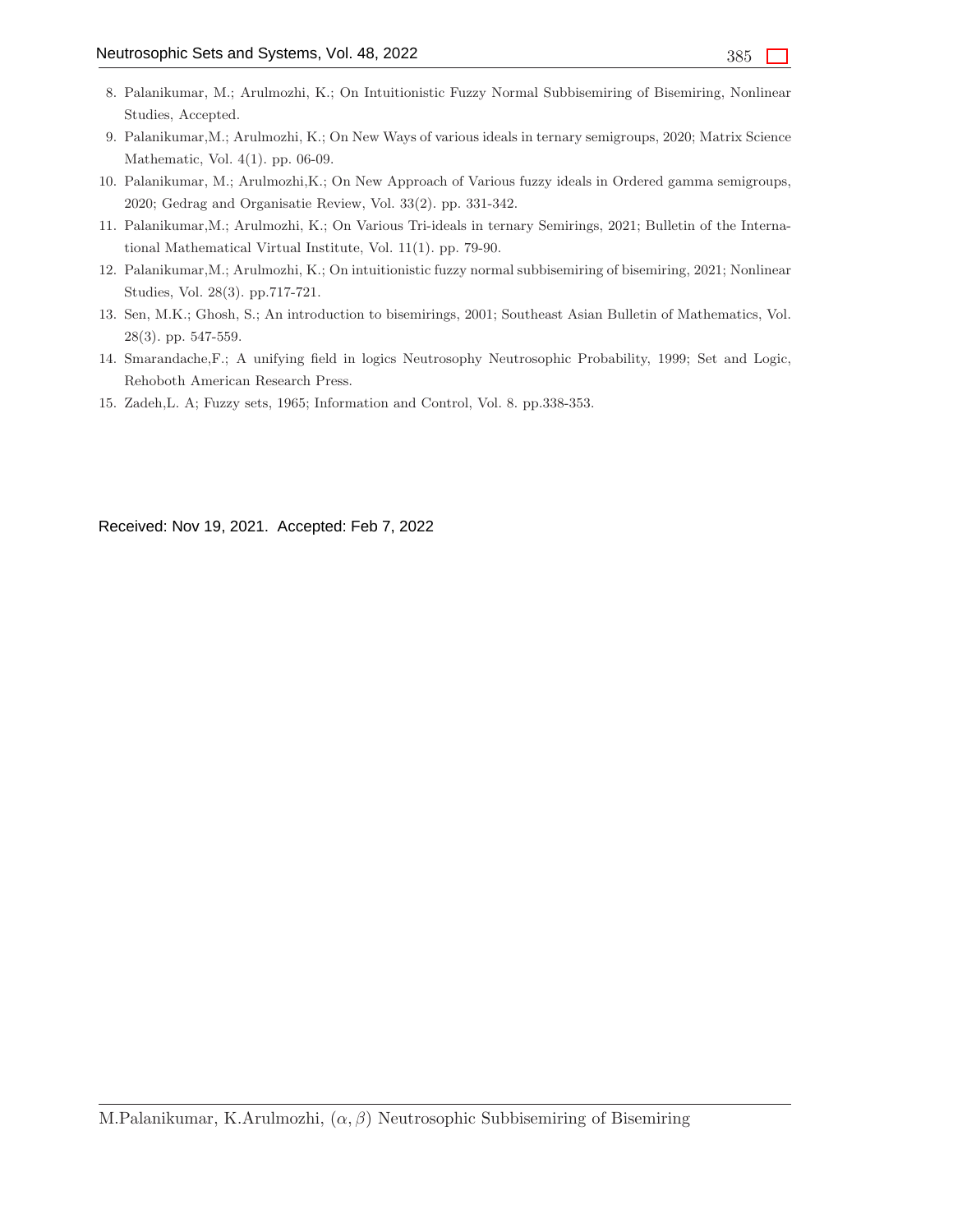8. Palanikumar, M.; Arulmozhi, K.; On Intuitionistic Fuzzy Normal Subbisemiring of Bisemiring, Nonlinear Studies, Accepted.
9. Palanikumar,M.; Arulmozhi, K.; On New Ways of various ideals in ternary semigroups, 2020; Matrix Science Mathematic, Vol. 4(1). pp. 06-09.
10. Palanikumar, M.; Arulmozhi,K.; On New Approach of Various fuzzy ideals in Ordered gamma semigroups, 2020; Gedrag and Organisatie Review, Vol. 33(2). pp. 331-342.
11. Palanikumar,M.; Arulmozhi, K.; On Various Tri-ideals in ternary Semirings, 2021; Bulletin of the International Mathematical Virtual Institute, Vol. 11(1). pp. 79-90.
12. Palanikumar,M.; Arulmozhi, K.; On intuitionistic fuzzy normal subbisemiring of bisemiring, 2021; Nonlinear Studies, Vol. 28(3). pp.717-721.
13. Sen, M.K.; Ghosh, S.; An introduction to bisemirings, 2001; Southeast Asian Bulletin of Mathematics, Vol. 28(3). pp. 547-559.
14. Smarandache,F.; A unifying field in logics Neutrosophy Neutrosophic Probability, 1999; Set and Logic, Rehoboth American Research Press.
15. Zadeh,L. A; Fuzzy sets, 1965; Information and Control, Vol. 8. pp.338-353.

Received: Nov 19, 2021. Accepted: Feb 7, 2022